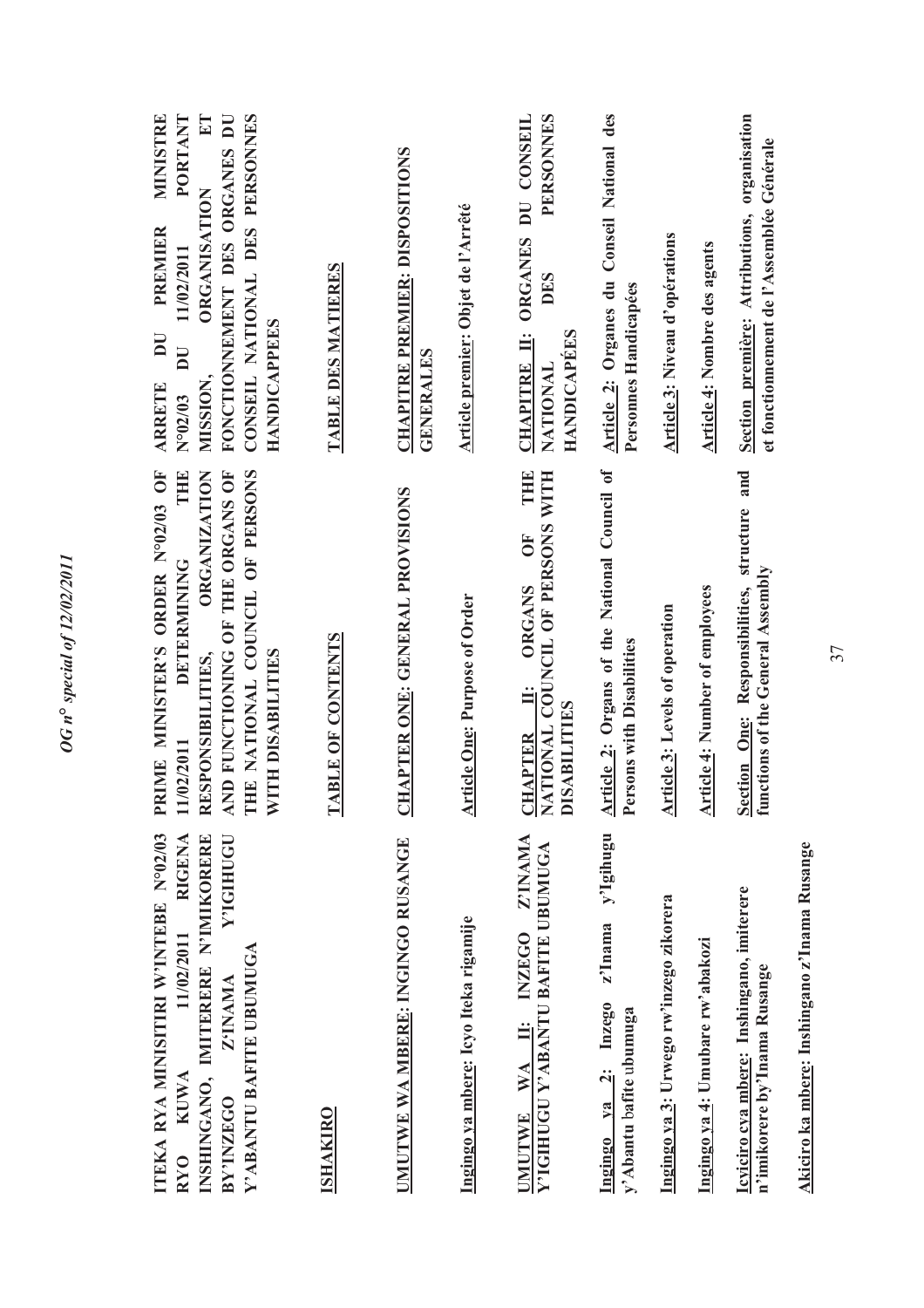**ITEKA RYA MINISITIRI W'INTEBE N°02/03 RYO KUWA 11/02/2011 RIGENA INSHINGANO, IMITERERE N'IMIKORERE BY'INZEGO Z'INAMA Y'IGIHUGU Y'ABANTU BAFITE UBUMUGA**

**ISHAKIRO**

**UMUTWE WA MBERE: INGINGO RUSANGE**

**Ingingo ya mbere: Icyo Iteka rigamije**

**UMUTWE WA II: INZEGO Z'INAMA Y'IGIHUGU Y'ABANTU BAFITE UBUMUGA**

**Ingingo ya 2: Inzego z'Inama y'Igihugu y'Abantu bafite ubumuga**

**Ingingo ya 3: Urwego rw'inzego zikorera**

**Ingingo ya 4: Umubare rw'abakozi**

**Icyiciro cya mbere: Inshingano, imiterere n'imikorere by'Inama Rusange**

**Akiciro ka mbere: Inshingano z'Inama Rusange**

**PRIME MINISTER'S ORDER N°02/03 OF 11/02/2011 DETERMINING THE RESPONSIBILITIES, ORGANIZATION AND FUNCTIONING OF THE ORGANS OF THE NATIONAL COUNCIL OF PERSONS WITH DISABILITIES**

**TABLE OF CONTENTS**

**CHAPTER ONE: GENERAL PROVISIONS**

**Article One: Purpose of Order**

**CHAPTER II: ORGANS OF THE NATIONAL COUNCIL OF PERSONS WITH DISABILITIES**

**Article 2: Organs of the National Council of Persons with Disabilities**

**Article 3: Levels of operation**

**Article 4: Number of employees**

**Section One: Responsibilities, structure and functions of the General Assembly**

**ARRETE DU PREMIER MINISTRE N°02/03 DU 11/02/2011 PORTANT MISSION, ORGANISATION ET FONCTIONNEMENT DES ORGANES DU CONSEIL NATIONAL DES PERSONNES HANDICAPEES**

**TABLE DES MATIERES**

**CHAPITRE PREMIER: DISPOSITIONS GENERALES**

**Article premier: Objet de l'Arrêté**

**CHAPITRE II: ORGANES DU CONSEIL NATIONAL DES PERSONNES HANDICAPÉES**

**Article 2: Organes du Conseil National des Personnes Handicapées**

**Article 3: Niveau d'opérations**

**Article 4: Nombre des agents**

**Section première: Attributions, organisation et fonctionnement de l'Assemblée Générale**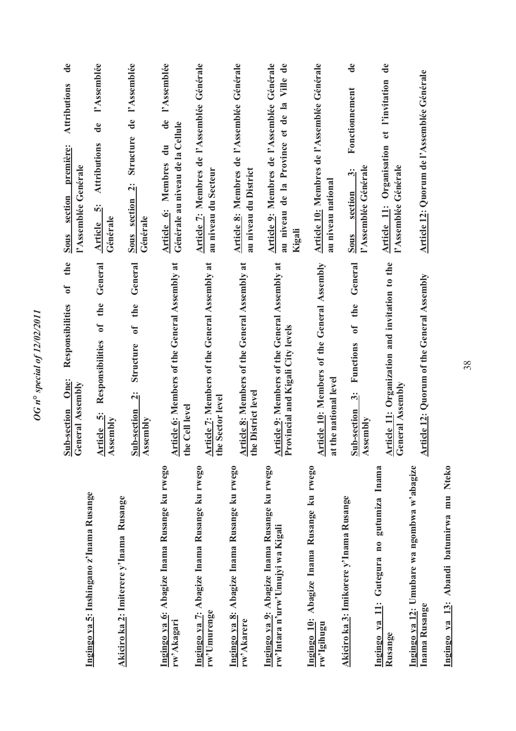**Ingingo ya 5: Inshingano z'Inama Rusange**

**Akiciro ka 2: Imiterere y'Inama Rusange**

**Ingingo ya 6: Abagize Inama Rusange ku rwego rw'Akagari**

**Ingingo ya 7: Abagize Inama Rusange ku rwego rw'Umurenge**

**Ingingo ya 8: Abagize Inama Rusange ku rwego rw'Akarere**

**Ingingo ya 9: Abagize Inama Rusange ku rwego rw'Intara n'urw'Umujyi wa Kigali**

**Ingingo 10: Abagize Inama Rusange ku rwego rw'Igihugu**

**Akiciro ka 3: Imikorere y'Inama Rusange**

**Ingingo ya 11: Gutegura no gutumiza Inama Rusange**

**Ingingo ya 12: Umubare wa ngombwa w'abagize Inama Rusange**

**Ingingo ya 13: Abandi batumirwa mu Nteko**

**Sub-section One: Responsibilities of the General Assembly**

**Article 5: Responsibilities of the General Assembly**

**Sub-section 2: Structure of the General Assembly**

**Article 6: Members of the General Assembly at the Cell level**

**Article 7: Members of the General Assembly at the Sector level**

**Article 8: Members of the General Assembly at the District level**

**Article 9: Members of the General Assembly at Provincial and Kigali City levels**

**Article 10: Members of the General Assembly at the national level**

**Sub-section 3: Functions of the General Assembly**

**Article 11: Organization and invitation to the General Assembly**

**Article 12: Quorum of the General Assembly**

**Sous section première: Attributions de l'Assemblée Générale**

**Article 5: Attributions de l'Assemblée Générale**

**Sous section 2: Structure de l'Assemblée Générale**

**Article 6: Membres du de l'Assemblée Générale au niveau de la Cellule**

**Article 7: Membres de l'Assemblée Générale au niveau du Secteur**

**Article 8: Membres de l'Assemblée Générale au niveau du District**

**Article 9: Membres de l'Assemblée Générale au niveau de la Province et de la Ville de Kigali**

**Article 10: Membres de l'Assemblée Générale au niveau national**

**Sous section 3: Fonctionnement de l'Assemblée Générale**

**Article 11: Organisation et l'invitation de l'Assemblée Générale**

**Article 12: Quorum de l'Assemblée Générale**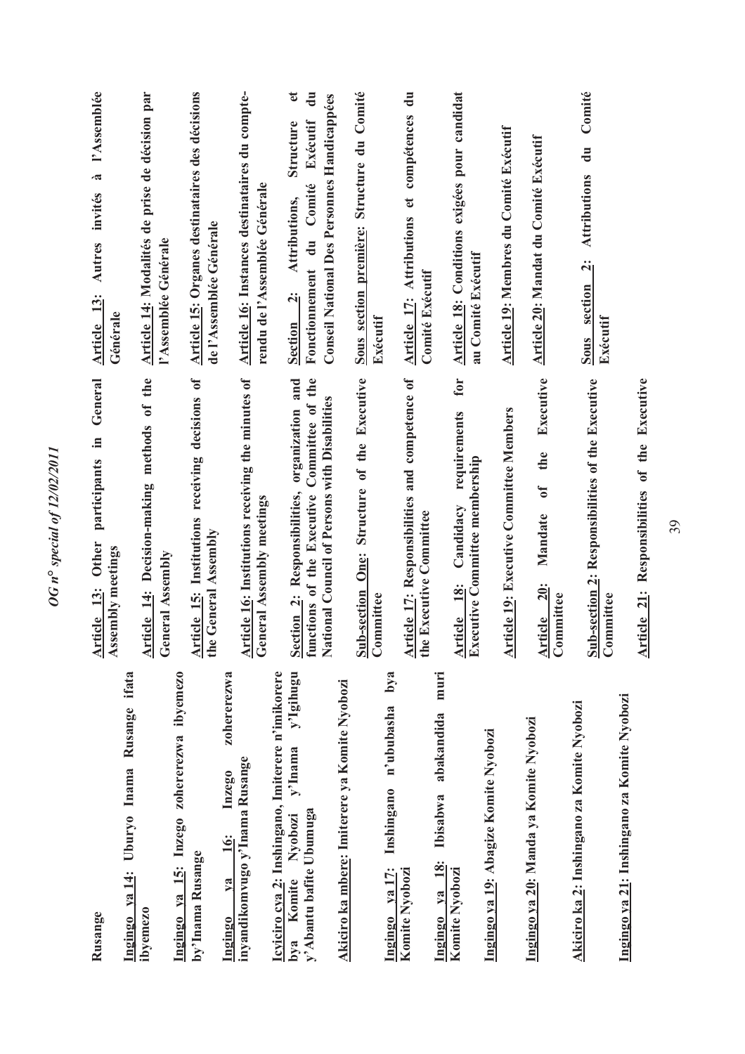Rusange

Ingingo ya 14: Uburyo Inama Rusange ifata ibyemezo

Ingingo ya 15: Inzego zohererezwa ibyemezo by'Inama Rusange

Ingingo ya 16: Inzego zohererezwa inyandikomvugo y'Inama Rusange

Icyiciro cya 2: Inshingano, Imiterere n'imikorere bya Komite Nyobozi y'Inama y'Igihugu y'Abantu bafite Ubumuga

Akiciro ka mbere: Imiterere ya Komite Nyobozi

Ingingo ya 17: Inshingano n'ububasha bya Komite Nyobozi

Ingingo ya 18: Ibisabwa abakandida muri Komite Nyobozi

Ingingo ya 19: Abagize Komite Nyobozi

Ingingo ya 20: Manda ya Komite Nyobozi

Akiciro ka 2: Inshingano za Komite Nyobozi

Ingingo ya 21: Inshingano za Komite Nyobozi

Article 13: Other participants in General Assembly meetings

Article 14: Decision-making methods of the General Assembly

Article 15: Institutions receiving decisions of the General Assembly

Article 16: Institutions receiving the minutes of General Assembly meetings

Section 2: Responsibilities, organization and functions of the Executive Committee of the National Council of Persons with Disabilities

Sub-section One: Structure of the Executive Committee

Article 17: Responsibilities and competence of the Executive Committee

Article 18: Candidacy requirements for Executive Committee membership

Article 19: Executive Committee Members

Article 20: Mandate of the Executive Committee

Sub-section 2: Responsibilities of the Executive Committee

Article 21: Responsibilities of the Executive

Article 13: Autres invités à l'Assemblée Générale

Article 14: Modalités de prise de décision par l'Assemblée Générale

Article 15: Organes destinataires des décisions de l'Assemblée Générale

Article 16: Instances destinataires du compte-rendu de l'Assemblée Générale

Section 2: Attributions, Structure et Fonctionnement du Comité Exécutif du Conseil National Des Personnes Handicapées

Sous section première: Structure du Comité Exécutif

Article 17: Attributions et compétences du Comité Exécutif

Article 18: Conditions exigées pour candidat au Comité Exécutif

Article 19: Membres du Comité Exécutif

Article 20: Mandat du Comité Exécutif

Sous section 2: Attributions du Comité Exécutif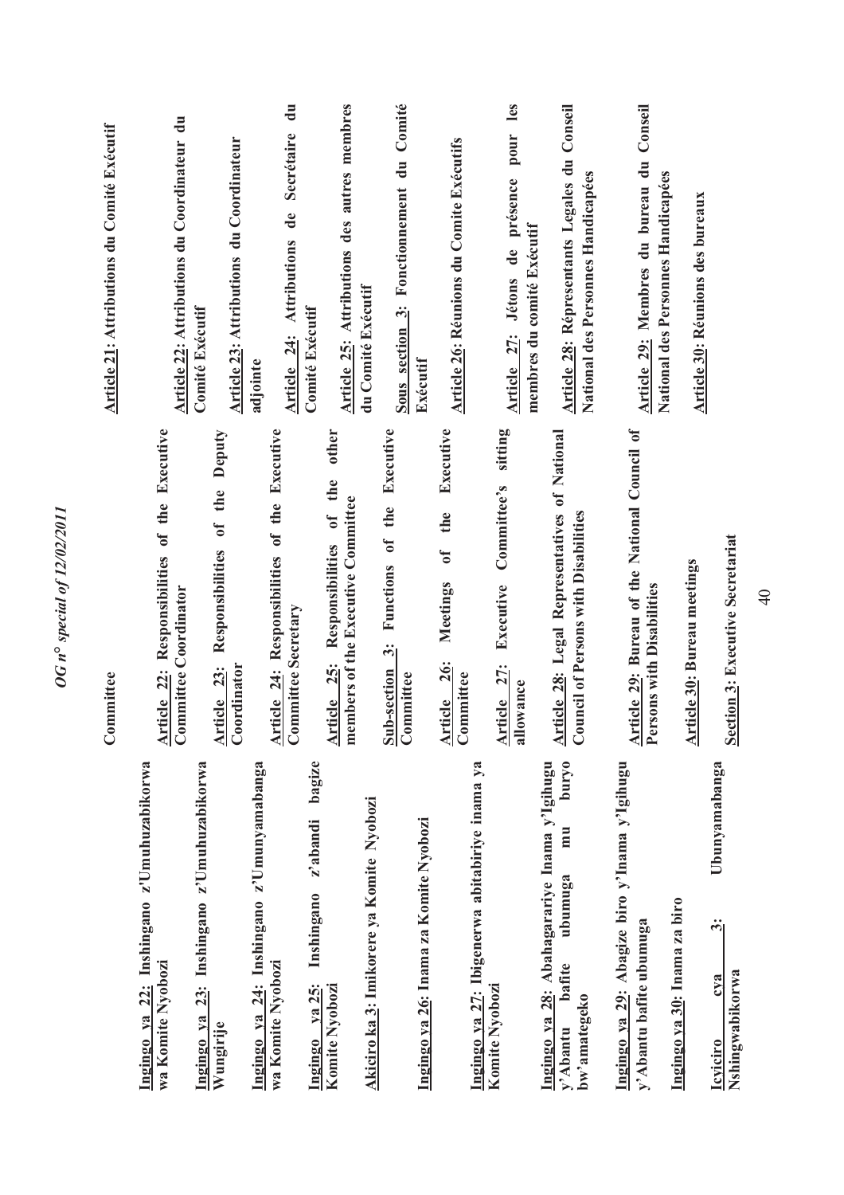| | | |
|---|---|---|
| | Committee | **Article 21: Attributions du Comité Exécutif** |
| **Ingingo ya 22: Inshingano z'Umuhuzabikorwa wa Komite Nyobozi** | **Article 22: Responsibilities of the Executive Committee Coordinator** | **Article 22: Attributions du Coordinateur du Comité Exécutif** |
| **Ingingo ya 23: Inshingano z'Umuhuzabikorwa Wungirije** | **Article 23: Responsibilities of the Deputy Coordinator** | **Article 23: Attributions du Coordinateur adjointe** |
| **Ingingo ya 24: Inshingano z'Umunyamabanga wa Komite Nyobozi** | **Article 24: Responsibilities of the Executive Committee Secretary** | **Article 24: Attributions de Secrétaire du Comité Exécutif** |
| **Ingingo ya 25: Inshingano z'abandi bagize Komite Nyobozi** | **Article 25: Responsibilities of the other members of the Executive Committee** | **Article 25: Attributions des autres membres du Comité Exécutif** |
| **Akiciro ka 3: Imikorere ya Komite Nyobozi** | **Sub-section 3: Functions of the Executive Committee** | **Sous section 3: Fonctionnement du Comité Exécutif** |
| **Ingingo ya 26: Inama za Komite Nyobozi** | **Article 26: Meetings of the Executive Committee** | **Article 26: Réunions du Comite Exécutifs** |
| **Ingingo ya 27: Ibigenerwa abitabiriye inama ya Komite Nyobozi** | **Article 27: Executive Committee's sitting allowance** | **Article 27: Jétons de présence pour les membres du comité Exécutif** |
| **Ingingo ya 28: Abahagarariye Inama y'Igihugu y'Abantu bafite ubumuga mu buryo bw'amategeko** | **Article 28: Legal Representatives of National Council of Persons with Disabilities** | **Article 28: Répresentants Legales du Conseil National des Personnes Handicapées** |
| **Ingingo ya 29: Abagize biro y'Inama y'Igihugu y'Abantu bafite ubumuga** | **Article 29: Bureau of the National Council of Persons with Disabilities** | **Article 29: Membres du bureau du Conseil National des Personnes Handicapées** |
| **Ingingo ya 30: Inama za biro** | **Article 30: Bureau meetings** | **Article 30: Réunions des bureaux** |
| **Icyiciro cya 3: Ubunyamabanga Nshingwabikorwa** | **Section 3: Executive Secretariat** | |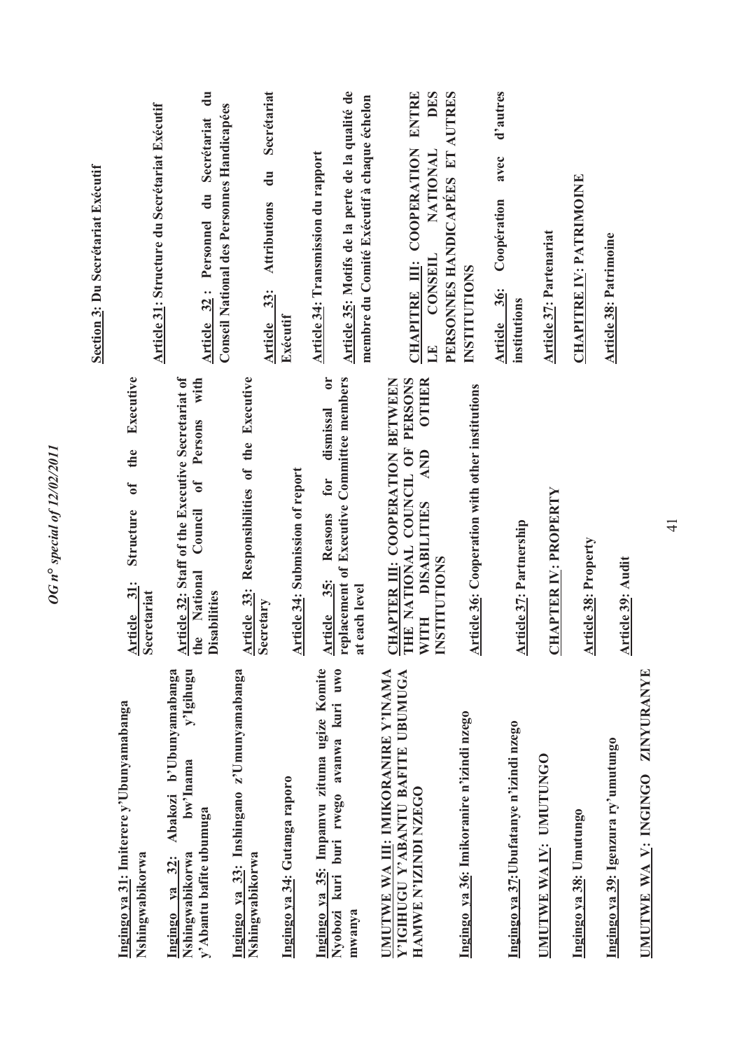**Ingingo ya 31**: Imiterere y'Ubunyamabanga Nshingwabikorwa

**Ingingo ya 32**: Abakozi b'Ubunyamabanga Nshingwabikorwa bw'Inama y'Igihugu y'Abantu bafite ubumuga

**Ingingo ya 33**: Inshingano z'Umunyamabanga Nshingwabikorwa

**Ingingo ya 34**: Gutanga raporo

**Ingingo ya 35**: Impamvu zituma ugize Komite Nyobozi kuri buri rwego avanwa kuri uwo mwanya

**UMUTWE WA III**: **IMIKORANIRE Y'INAMA Y'IGIHUGU Y'ABANTU BAFITE UBUMUGA HAMWE N'IZINDI NZEGO**

**Ingingo ya 36**: Imikoranire n'izindi nzego

**Ingingo ya 37**: Ubufatanye n'izindi nzego

**UMUTWE WA IV**: **UMUTUNGO**

**Ingingo ya 38**: Umutungo

**Ingingo ya 39**: Igenzura ry'umutungo

**UMUTWE WA V**: **INGINGO ZINYURANYE**

**Article 31**: Structure of the Executive Secretariat

**Article 32**: Staff of the Executive Secretariat of the National Council of Persons with Disabilities

**Article 33**: Responsibilities of the Executive Secretary

**Article 34**: Submission of report

**Article 35**: Reasons for dismissal or replacement of Executive Committee members at each level

**CHAPTER III**: **COOPERATION BETWEEN THE NATIONAL COUNCIL OF PERSONS WITH DISABILITIES AND OTHER INSTITUTIONS**

**Article 36**: Cooperation with other institutions

**Article 37**: Partnership

**CHAPTER IV**: **PROPERTY**

**Article 38**: Property

**Article 39**: Audit

**Section 3**: **Du Secrétariat Exécutif**

**Article 31**: Structure du Secrétariat Exécutif

**Article 32** : Personnel du Secrétariat du Conseil National des Personnes Handicapées

**Article 33**: Attributions du Secrétariat Exécutif

**Article 34**: Transmission du rapport

**Article 35**: Motifs de la perte de la qualité de membre du Comité Exécutif à chaque échelon

**CHAPITRE III**: **COOPERATION ENTRE LE CONSEIL NATIONAL DES PERSONNES HANDICAPÉES ET AUTRES INSTITUTIONS**

**Article 36**: Coopération avec d'autres institutions

**Article 37**: Partenariat

**CHAPITRE IV**: **PATRIMOINE**

**Article 38**: Patrimoine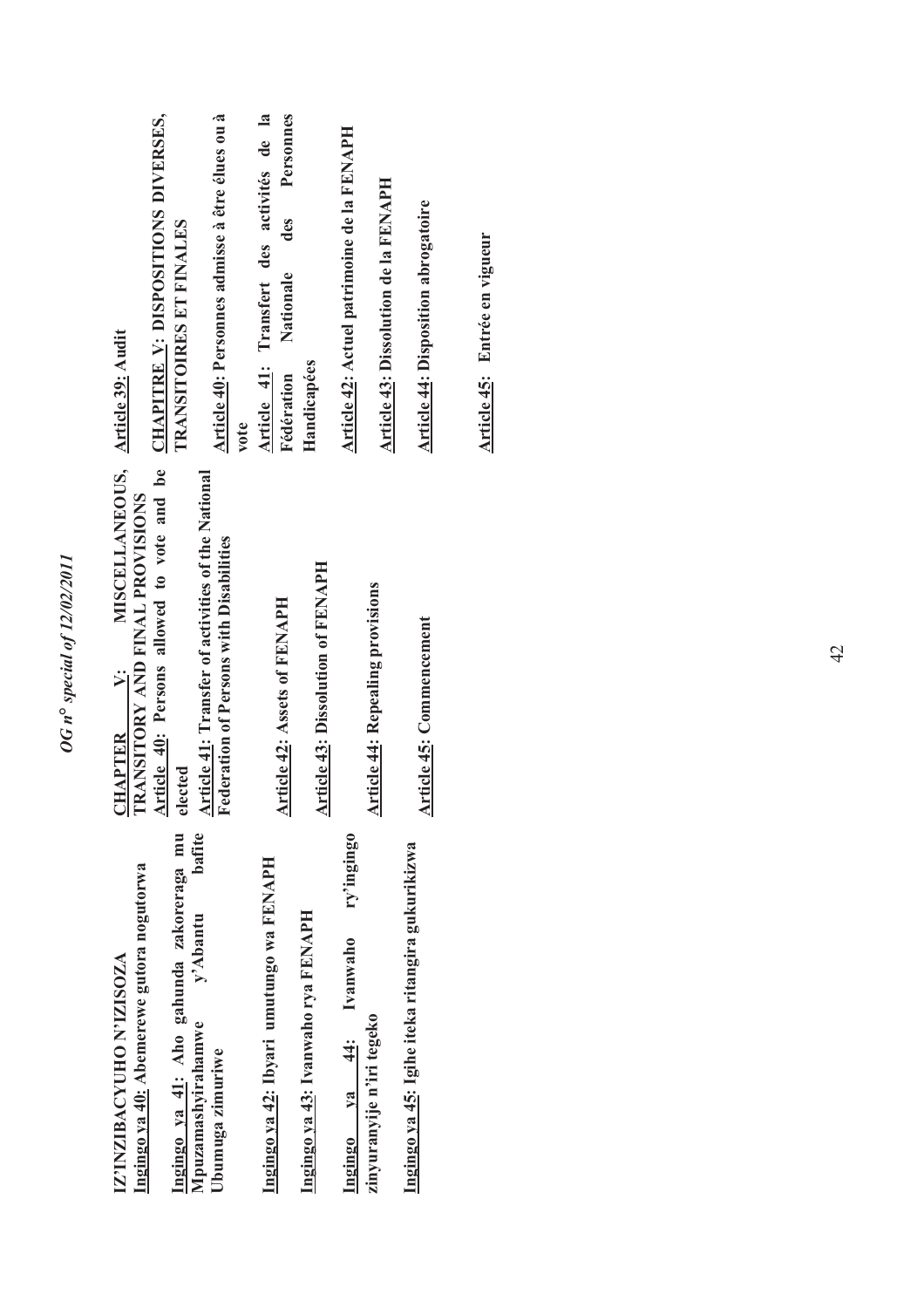**IZ'INZIBACYUHO N'IZISOZA**

**Ingingo ya 40: Abemerewe gutora nogutorwa**

**Ingingo ya 41: Aho gahunda zakoreraga mu Mpuzamashyirahamwe y'Abantu bafite Ubumuga zimuriwe**

**Ingingo ya 42: Ibyari umutungo wa FENAPH**

**Ingingo ya 43: Ivanwaho rya FENAPH**

**Ingingo ya 44: Ivanwaho ry'ingingo zinyuranyije n'iri tegeko**

**Ingingo ya 45: Igihe iteka ritangira gukurikizwa**

**CHAPTER V: MISCELLANEOUS, TRANSITORY AND FINAL PROVISIONS**

**Article 40: Persons allowed to vote and be elected**

**Article 41: Transfer of activities of the National Federation of Persons with Disabilities**

**Article 42: Assets of FENAPH**

**Article 43: Dissolution of FENAPH**

**Article 44: Repealing provisions**

**Article 45: Commencement**

**Article 39: Audit**

**CHAPITRE V: DISPOSITIONS DIVERSES, TRANSITOIRES ET FINALES**

**Article 40: Personnes admisse à être élues ou à vote**

**Article 41: Transfert des activités de la Fédération Nationale des Personnes Handicapées**

**Article 42: Actuel patrimoine de la FENAPH**

**Article 43: Dissolution de la FENAPH**

**Article 44: Disposition abrogatoire**

**Article 45: Entrée en vigueur**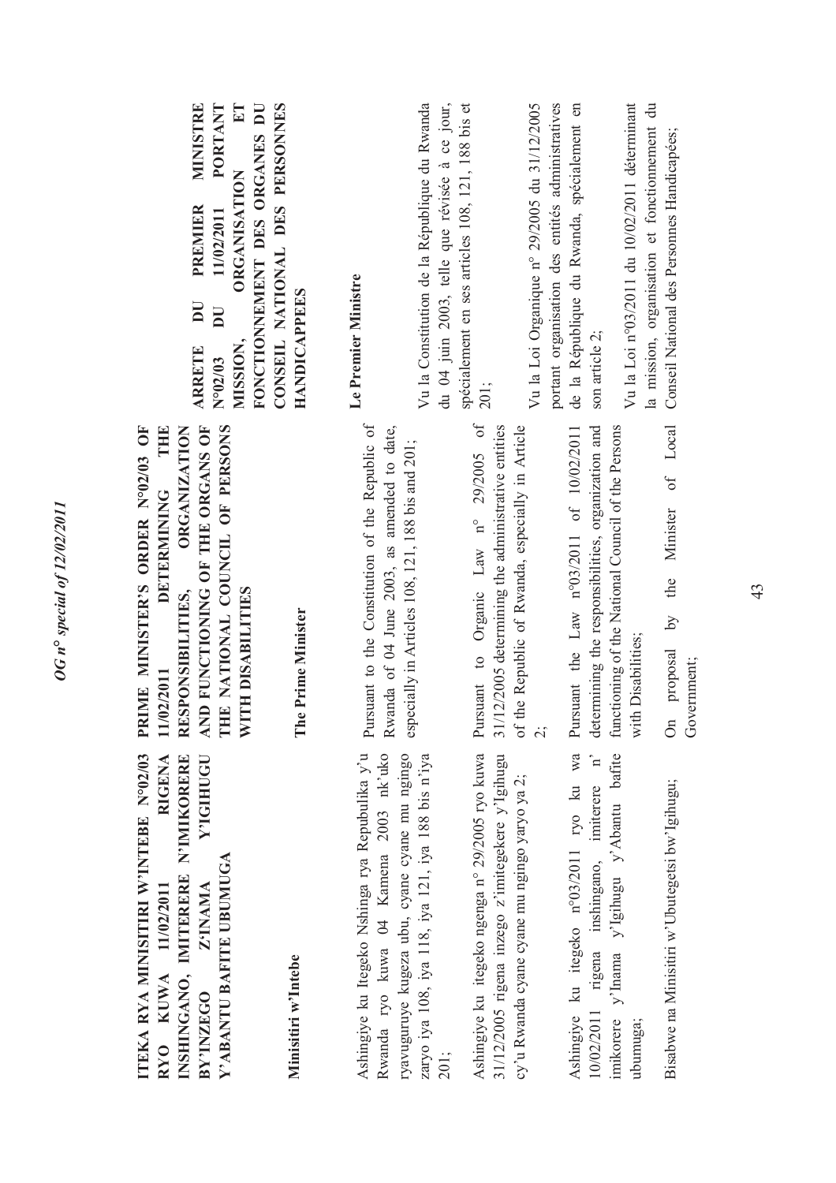**ITEKA RYA MINISITIRI W'INTEBE N°02/03 RYO KUWA 11/02/2011 RIGENA INSHINGANO, IMITERERE N'IMIKORERE BY'INZEGO Z'INAMA Y'IGIHUGU Y'ABANTU BAFITE UBUMUGA**

**Minisitiri w'Intebe**

Ashingiye ku Itegeko Nshinga rya Repubulika y'u Rwanda ryo kuwa 04 Kamena 2003 nk'uko ryavuguruye kugeza ubu, cyane cyane mu ngingo zaryo iya 108, iya 118, iya 121, iya 188 bis n'iya 201;

Ashingiye ku itegeko ngenga n° 29/2005 ryo kuwa 31/12/2005 rigena inzego z'imitegekere y'Igihugu cy'u Rwanda cyane cyane mu ngingo yaryo ya 2;

Ashingiye ku itegeko n°03/2011 ryo ku wa 10/02/2011 rigena inshingano, imiterere n' imikorere y'Inama y'Igihugu y'Abantu bafite ubumuga;

Bisabwe na Minisitiri w'Ubutegetsi bw'Igihugu;

**PRIME MINISTER'S ORDER N°02/03 OF 11/02/2011 DETERMINING THE RESPONSIBILITIES, ORGANIZATION AND FUNCTIONING OF THE ORGANS OF THE NATIONAL COUNCIL OF PERSONS WITH DISABILITIES**

**The Prime Minister**

Pursuant to the Constitution of the Republic of Rwanda of 04 June 2003, as amended to date, especially in Articles 108, 121, 188 bis and 201;

Pursuant to Organic Law n° 29/2005 of 31/12/2005 determining the administrative entities of the Republic of Rwanda, especially in Article 2;

Pursuant the Law n°03/2011 of 10/02/2011 determining the responsibilities, organization and functioning of the National Council of the Persons with Disabilities;

On proposal by the Minister of Local Government;

**ARRETE DU PREMIER MINISTRE N°02/03 DU 11/02/2011 PORTANT MISSION, ORGANISATION ET FONCTIONNEMENT DES ORGANES DU CONSEIL NATIONAL DES PERSONNES HANDICAPEES**

**Le Premier Ministre**

Vu la Constitution de la République du Rwanda du 04 juin 2003, telle que révisée à ce jour, spécialement en ses articles 108, 121, 188 bis et 201;

Vu la Loi Organique n° 29/2005 du 31/12/2005 portant organisation des entités administratives de la République du Rwanda, spécialement en son article 2;

Vu la Loi n°03/2011 du 10/02/2011 déterminant la mission, organisation et fonctionnement du Conseil National des Personnes Handicapées;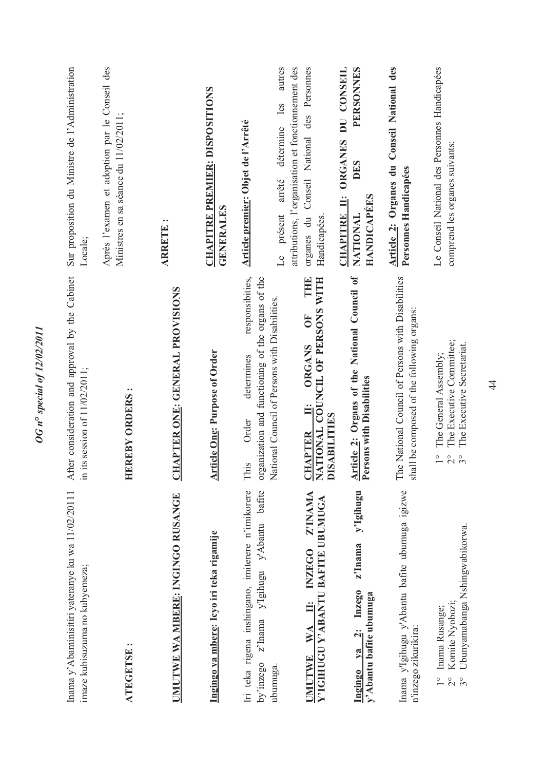Inama y'Abaminisitiri yateranye ku wa 11/02/20111 imaze kubisuzuma no kubyemeza;

**ATEGETSE :**

**UMUTWE WA MBERE: INGINGO RUSANGE**

**Ingingo ya mbere: Icyo iri teka rigamije**

Iri teka rigena inshingano, imiterere n'imikorere by'inzego z'Inama y'Igihugu y'Abantu bafite ubumuga.

**UMUTWE WA II: INZEGO Z'INAMA Y'IGIHUGU Y'ABANTU BAFITE UBUMUGA**

**Ingingo ya 2: Inzego z'Inama y'Igihugu y'Abantu bafite ubumuga**

Inama y'Igihugu y'Abantu bafite ubumuga igizwe n'inzego zikurikira:

1° Inama Rusange;
2° Komite Nyobozi;
3° Ubunyamabanga Nshingwabikorwa.

After consideration and approval by the Cabinet in its session of 11/02/2011;

**HEREBY ORDERS :**

**CHAPTER ONE: GENERAL PROVISIONS**

**Article One: Purpose of Order**

This Order determines responsibilities, organization and functioning of the organs of the National Council of Persons with Disabilities.

**CHAPTER II: ORGANS OF THE NATIONAL COUNCIL OF PERSONS WITH DISABILITIES**

**Article 2: Organs of the National Council of Persons with Disabilities**

The National Council of Persons with Disabilities shall be composed of the following organs:

1° The General Assembly;
2° The Executive Committee;
3° The Executive Secretariat.

Sur proposition du Ministre de l'Administration Locale;

Après l'examen et adoption par le Conseil des Ministres en sa séance du 11/02/2011;

**ARRETE :**

**CHAPITRE PREMIER: DISPOSITIONS GENERALES**

**Article premier: Objet de l'Arrêté**

Le présent arrêté détermine les autres attributions, l'organisation et fonctionnement des organes du Conseil National des Personnes Handicapées.

**CHAPITRE II: ORGANES DU CONSEIL NATIONAL DES PERSONNES HANDICAPÉES**

**Article 2: Organes du Conseil National des Personnes Handicapées**

Le Conseil National des Personnes Handicapées comprend les organes suivants: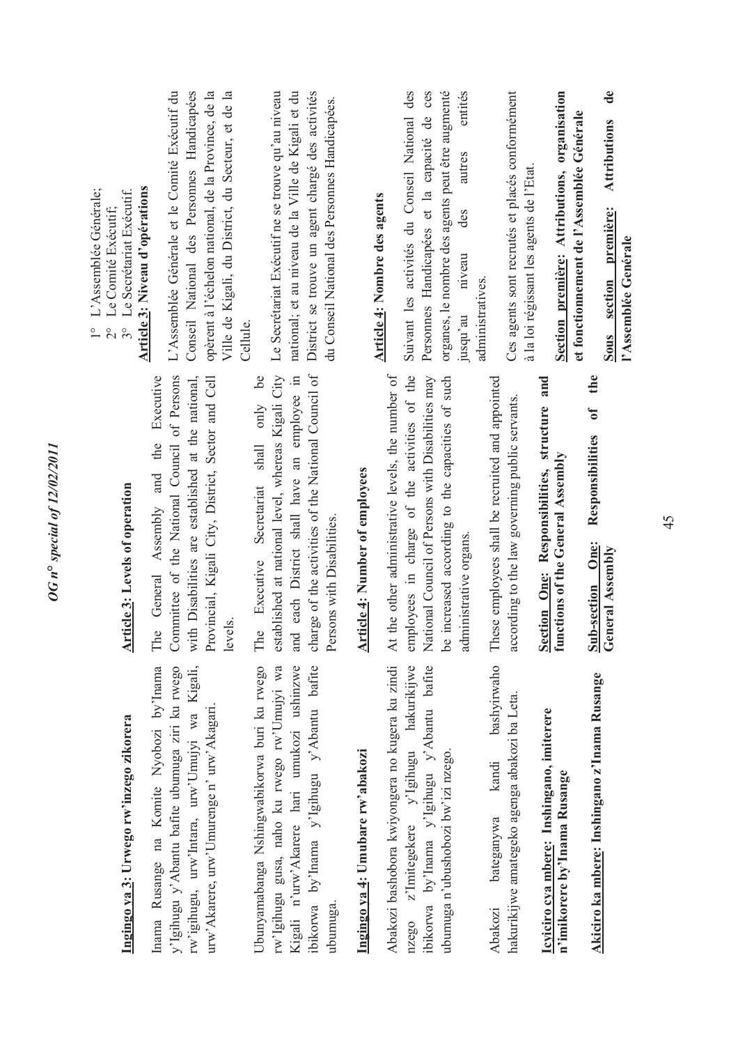1° L'Assemblée Générale;
2° Le Comité Exécutif;
3° Le Secrétariat Exécutif.

**Ingingo ya 3: Urwego rw'inzego zikorera**

Inama Rusange na Komite Nyobozi by'Inama y'Igihugu y'Abantu bafite ubumuga ziri ku rwego rw'igihugu, urw'Intara, urw'Umujyi wa Kigali, urw'Akarere, urw'Umurenge n' urw'Akagari.

Ubunyamabanga Nshingwabikorwa buri ku rwego rw'Igihugu gusa, naho ku rwego rw'Umujyi wa Kigali n'urw'Akarere hari umukozi ushinzwe ibikorwa by'Inama y'Igihugu y'Abantu bafite ubumuga.

**Ingingo ya 4: Umubare rw'abakozi**

Abakozi bashobora kwiyongera no kugera ku zindi nzego z'Imitegekere y'Igihugu hakurikijwe ibikorwa by'Inama y'Igihugu y'Abantu bafite ubumuga n'ubushobozi bw'izi nzego.

Abakozi bateganywa kandi bashyirwaho hakurikijwe amategeko agenga abakozi ba Leta.

**Icyiciro cya mbere: Inshingano, imiterere n'imikorere by'Inama Rusange**

**Akiciro ka mbere: Inshingano z'Inama Rusange**

**Article 3: Levels of operation**

The General Assembly and the Executive Committee of the National Council of Persons with Disabilities are established at the national, Provincial, Kigali City, District, Sector and Cell levels.

The Executive Secretariat shall only be established at national level, whereas Kigali City and each District shall have an employee in charge of the activities of the National Council of Persons with Disabilities.

**Article 4: Number of employees**

At the other administrative levels, the number of employees in charge of the activities of the National Council of Persons with Disabilities may be increased according to the capacities of such administrative organs.

These employees shall be recruited and appointed according to the law governing public servants.

**Section One: Responsibilities, structure and functions of the General Assembly**

**Sub-section One: Responsibilities of the General Assembly**

**Article 3: Niveau d'opérations**

L'Assemblée Générale et le Comité Exécutif du Conseil National des Personnes Handicapées opèrent à l'échelon national, de la Province, de la Ville de Kigali, du District, du Secteur, et de la Cellule.

Le Secrétariat Exécutif ne se trouve qu'au niveau national; et au niveau de la Ville de Kigali et du District se trouve un agent chargé des activités du Conseil National des Personnes Handicapées.

**Article 4: Nombre des agents**

Suivant les activités du Conseil National des Personnes Handicapées et la capacité de ces organes, le nombre des agents peut être augmenté jusqu'au niveau des autres entités administratives.

Ces agents sont recrutés et placés conformément à la loi régissant les agents de l'Etat.

**Section première: Attributions, organisation et fonctionnement de l'Assemblée Générale**

**Sous section première: Attributions de l'Assemblée Générale**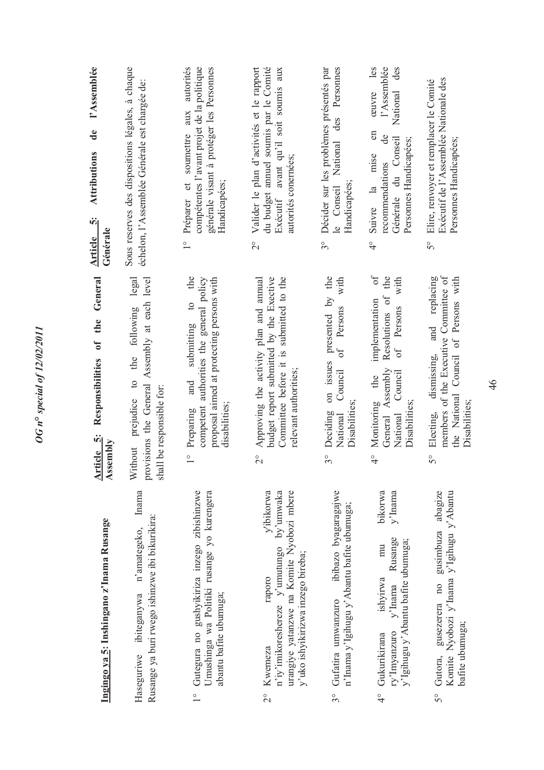**Ingingo ya 5: Inshingano z'Inama Rusange**

Haseguriwe ibiteganywa n'amategeko, Inama Rusange ya buri rwego ishinzwe ibi bikurikira:

1° Gutegura no gushyikiriza inzego zibishinzwe Umushinga wa Politiki rusange yo kurengera abantu bafite ubumuga;

2° Kwemeza raporo y'ibikorwa n'iy'imikoreshereze y'umutungo by'umwaka urangiye yatanzwe na Komite Nyobozi mbere y'uko ishyikirizwa inzego bireba;

3° Gufatira umwanzuro ibibazo byagaragajwe n'Inama y'Igihugu y'Abantu bafite ubumuga;

4° Gukurikirana ishyirwa mu bikorwa ry'Imyanzuro y'Inama Rusange y'Inama y'Igihugu y'Abantu bafite ubumuga;

5° Gutora, gusezerera no gusimbuza abagize Komite Nyobozi y'Inama y'Igihugu y'Abantu bafite ubumuga;

**Article 5: Responsibilities of the General Assembly**

Without prejudice to the following legal provisions the General Assembly at each level shall be responsible for:

1° Preparing and submitting to the competent authorities the general policy proposal aimed at protecting persons with disabilities;

2° Approving the activity plan and annual budget report submitted by the Exective Committee before it is submitted to the relevant authorities;

3° Deciding on issues presented by the National Council of Persons with Disabilities;

4° Monitoring the implementation of the General Assembly Resolutions of the National Council of Persons with Disabilities;

5° Electing, dismissing, and replacing members of the Executive Committee of the National Council of Persons with Disabilities;

**Article 5: Attributions de l'Assemblée Générale**

Sous reserves des dispositions légales, à chaque échelon, l'Assemblée Générale est chargée de:

1° Préparer et soumettre aux autorités compétentes l'avant projet de la politique générale visant à protéger les Personnes Handicapées;

2° Valider le plan d'activités et le rapport du budget annuel soumis par le Comité Exécutif avant qu'il soit soumis aux autorités conernées;

3° Décider sur les problèmes présentés par le Conseil National des Personnes Handicapées;

4° Suivre la mise en œuvre les recommendations de l'Assemblée Générale du Conseil National des Personnes Handicapées;

5° Elire, renvoyer et remplacer le Comité Exécutif de l'Assemblée Nationale des Personnes Handicapées;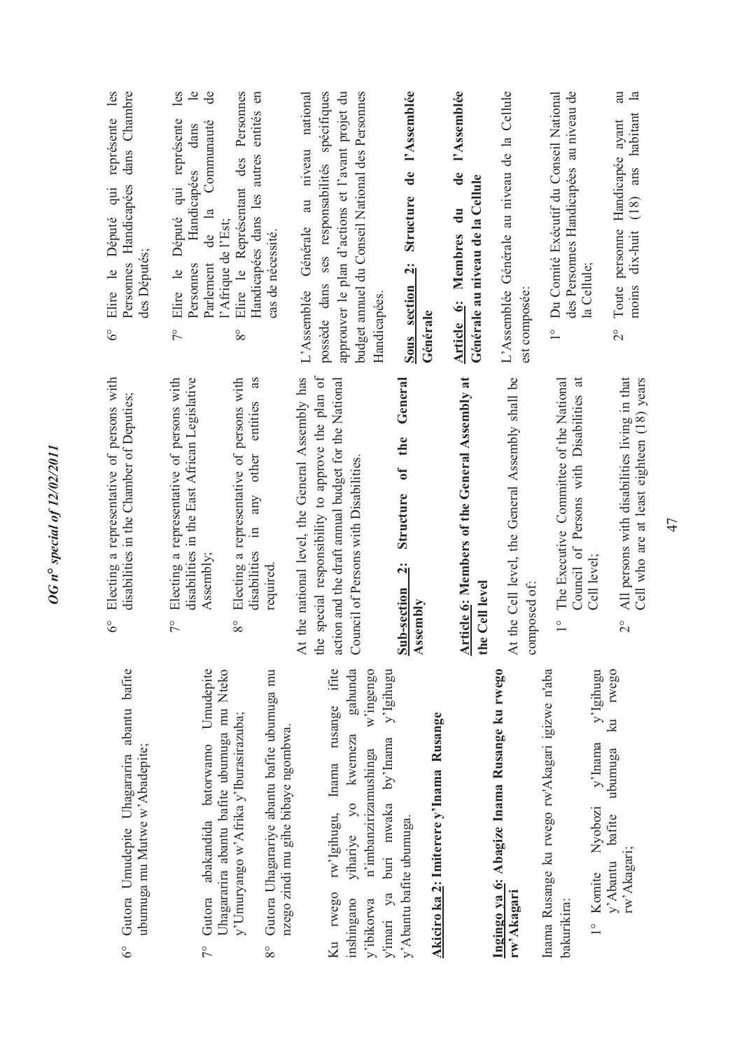6° Gutora Umudepite Uhagararira abantu bafite ubumuga mu Mutwe w'Abadepite;

7° Gutora abakandida batorwamo Umudepite Uhagararira abantu bafite ubumuga mu Nteko y'Umuryango w'Afrika y'Iburasirazuba;

8° Gutora Uhagarariye abantu bafite ubumuga mu nzego zindi mu gihe bibaye ngombwa.

Ku rwego rw'Igihugu, Inama rusange ifite inshingano yihariye yo kwemeza gahunda y'ibikorwa n'imbanzirizamushinga w'ingengo y'imari ya buri mwaka by'Inama y'Igihugu y'Abantu bafite ubumuga.

**Akiciro ka 2: Imiterere y'Inama Rusange**

**Ingingo ya 6: Abagize Inama Rusange ku rwego rw'Akagari**

Inama Rusange ku rwego rw'Akagari igizwe n'aba bakurikira:

1° Komite Nyobozi y'Inama y'Igihugu y'Abantu bafite ubumuga ku rwego rw'Akagari;

6° Electing a representative of persons with disabilities in the Chamber of Deputies;

7° Electing a representative of persons with disabilities in the East African Legislative Assembly;

8° Electing a representative of persons with disabilities in any other entities as required.

At the national level, the General Assembly has the special responsibility to approve the plan of action and the draft annual budget for the National Council of Persons with Disabilities.

**Sub-section 2: Structure of the General Assembly**

**Article 6: Members of the General Assembly at the Cell level**

At the Cell level, the General Assembly shall be composed of:

1° The Executive Committee of the National Council of Persons with Disabilities at Cell level;

2° All persons with disabilities living in that Cell who are at least eighteen (18) years

6° Elire le Député qui représente les Personnes Handicapées dans Chambre des Députés;

7° Elire le Député qui représente les Personnes Handicapées dans le Parlement de la Communauté de l'Afrique de l'Est;

8° Elire le Représentant des Personnes Handicapées dans les autres entités en cas de nécessité.

L'Assemblée Générale au niveau national possède dans ses responsabilités spécifiques approuver le plan d'actions et l'avant projet du budget annuel du Conseil National des Personnes Handicapées.

**Sous section 2: Structure de l'Assemblée Générale**

**Article 6: Membres du de l'Assemblée Générale au niveau de la Cellule**

L'Assemblée Générale au niveau de la Cellule est composée:

1° Du Comité Exécutif du Conseil National des Personnes Handicapées au niveau de la Cellule;

2° Toute personne Handicapée ayant au moins dix-huit (18) ans habitant la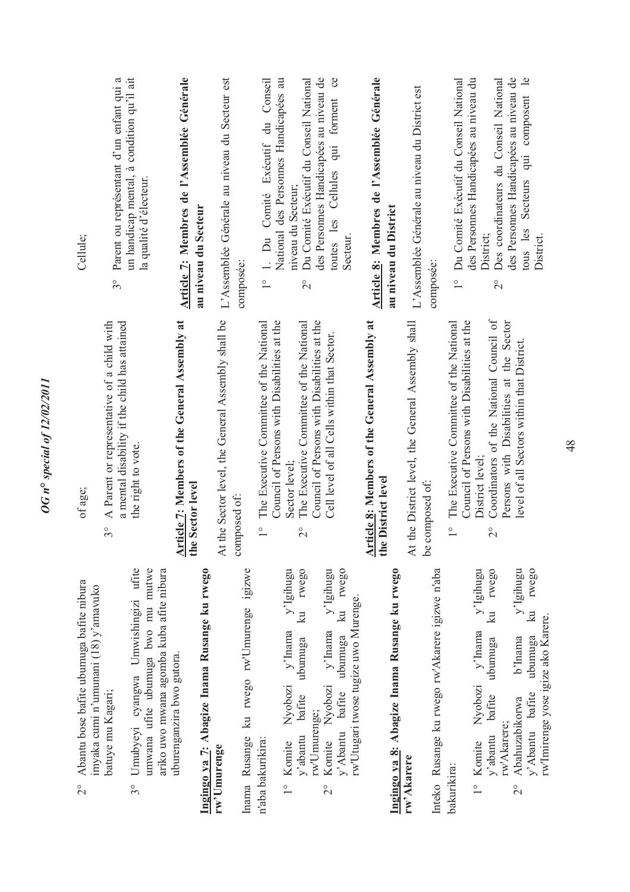2° Abantu bose bafite ubumuga bafite nibura imyaka cumi n'umunani (18) y'amavuko batuye mu Kagari;

3° Umubyeyi cyangwa Umwishingizi ufite umwana ufite ubumuga bwo mu mutwe ariko uwo mwana agomba kuba afite nibura uburenganzira bwo gutora.

**Ingingo ya 7: Abagize Inama Rusange ku rwego rw'Umurenge**

Inama Rusange ku rwego rw'Umurenge igizwe n'aba bakurikira:

1° Komite Nyobozi y'Inama y'Igihugu y'abantu bafite ubumuga ku rwego rw'Umurenge;

2° Komite Nyobozi y'Inama y'Igihugu y'Abantu bafite ubumuga ku rwego rw'Utugari twose tugize uwo Murenge.

**Ingingo ya 8: Abagize Inama Rusange ku rwego rw'Akarere**

Inteko Rusange ku rwego rw'Akarere igizwe n'aba bakurikira:

1° Komite Nyobozi y'Inama y'Igihugu y'abantu bafite ubumuga ku rwego rw'Akarere;

2° Abahuzabikorwa b'Inama y'Igihugu y'Abantu bafite ubumuga ku rwego rw'Imirenge yose igize ako Karere.

of age;

3° A Parent or representative of a child with a mental disability if the child has attained the right to vote.

**Article 7: Members of the General Assembly at the Sector level**

At the Sector level, the General Assembly shall be composed of:

1° The Executive Committee of the National Council of Persons with Disabilities at the Sector level;

2° The Executive Committee of the National Council of Persons with Disabilities at the Cell level of all Cells within that Sector.

**Article 8: Members of the General Assembly at the District level**

At the District level, the General Assembly shall be composed of:

1° The Executive Committee of the National Council of Persons with Disabilities at the District level;

2° Coordinators of the National Council of Persons with Disabilities at the Sector level of all Sectors within that District.

Cellule;

3° Parent ou représentant d'un enfant qui a un handicap mental, à condition qu'il ait la qualité d'électeur.

**Article 7: Membres de l'Assemblée Générale au niveau du Secteur**

L'Assemblée Générale au niveau du Secteur est composée:

1° 1. Du Comité Exécutif du Conseil National des Personnes Handicapées au niveau du Secteur;

2° Du Comité Exécutif du Conseil National des Personnes Handicapées au niveau de toutes les Cellules qui forment ce Secteur.

**Article 8: Membres de l'Assemblée Générale au niveau du District**

L'Assemblée Générale au niveau du District est composée:

1° Du Comité Exécutif du Conseil National des Personnes Handicapées au niveau du District;

2° Des coordinateurs du Conseil National des Personnes Handicapées au niveau de tous les Secteurs qui composent le District.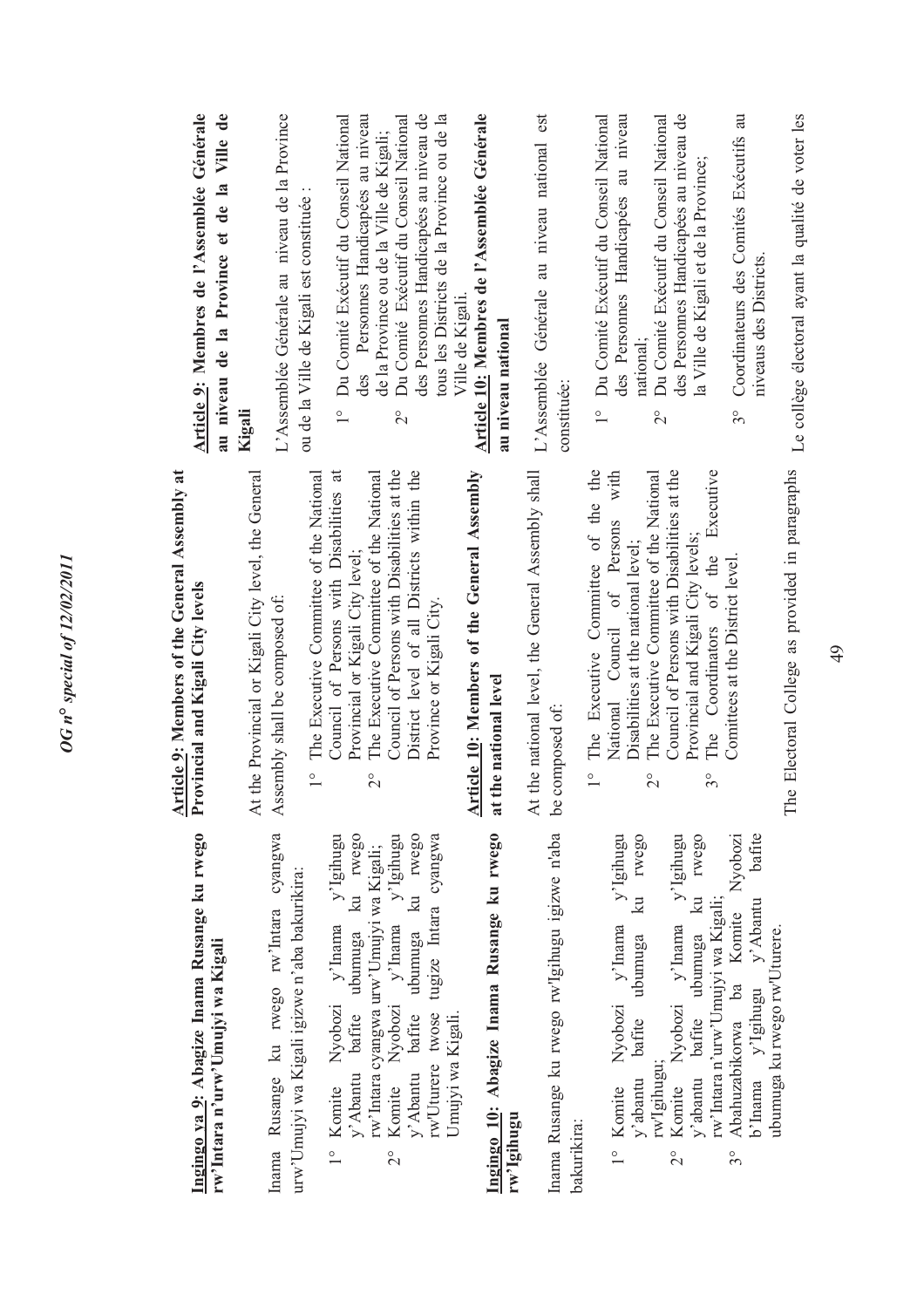**Ingingo ya 9: Abagize Inama Rusange ku rwego rw'Intara n'urw'Umujyi wa Kigali**

Inama Rusange ku rwego rw'Intara cyangwa urw'Umujyi wa Kigali igizwe n'aba bakurikira:

1° Komite Nyobozi y'Inama y'Igihugu y'Abantu bafite ubumuga ku rwego rw'Intara cyangwa urw'Umujyi wa Kigali;
2° Komite Nyobozi y'Inama y'Igihugu y'Abantu bafite ubumuga ku rwego rw'Uturere twose tugize Intara cyangwa Umujyi wa Kigali.

**Ingingo 10: Abagize Inama Rusange ku rwego rw'Igihugu**

Inama Rusange ku rwego rw'Igihugu igizwe n'aba bakurikira:

1° Komite Nyobozi y'Inama y'Igihugu y'abantu bafite ubumuga ku rwego rw'Igihugu;
2° Komite Nyobozi y'Inama y'Igihugu y'abantu bafite ubumuga ku rwego rw'Intara n'urw'Umujyi wa Kigali;
3° Abahuzabikorwa ba Komite Nyobozi b'Inama y'Igihugu y'Abantu bafite ubumuga ku rwego rw'Uturere.

**Article 9: Members of the General Assembly at Provincial and Kigali City levels**

At the Provincial or Kigali City level, the General Assembly shall be composed of:

1° The Executive Committee of the National Council of Persons with Disabilities at Provincial or Kigali City level;
2° The Executive Committee of the National Council of Persons with Disabilities at the District level of all Districts within the Province or Kigali City.

**Article 10: Members of the General Assembly at the national level**

At the national level, the General Assembly shall be composed of:

1° The Executive Committee of the the National Council of Persons with Disabilities at the national level;
2° The Executive Committee of the National Council of Persons with Disabilities at the Provincial and Kigali City levels;
3° The Coordinators of the Executive Comittees at the District level.

The Electoral College as provided in paragraphs

**Article 9: Membres de l'Assemblée Générale au niveau de la Province et de la Ville de Kigali**

L'Assemblée Générale au niveau de la Province ou de la Ville de Kigali est constituée :

1° Du Comité Exécutif du Conseil National des Personnes Handicapées au niveau de la Province ou de la Ville de Kigali;
2° Du Comité Exécutif du Conseil National des Personnes Handicapées au niveau de tous les Districts de la Province ou de la Ville de Kigali.

**Article 10: Membres de l'Assemblée Générale au niveau national**

L'Assemblée Générale au niveau national est constituée:

1° Du Comité Exécutif du Conseil National des Personnes Handicapées au niveau national;
2° Du Comité Exécutif du Conseil National des Personnes Handicapées au niveau de la Ville de Kigali et de la Province;
3° Coordinateurs des Comités Exécutifs au niveaux des Districts.

Le collège électoral ayant la qualité de voter les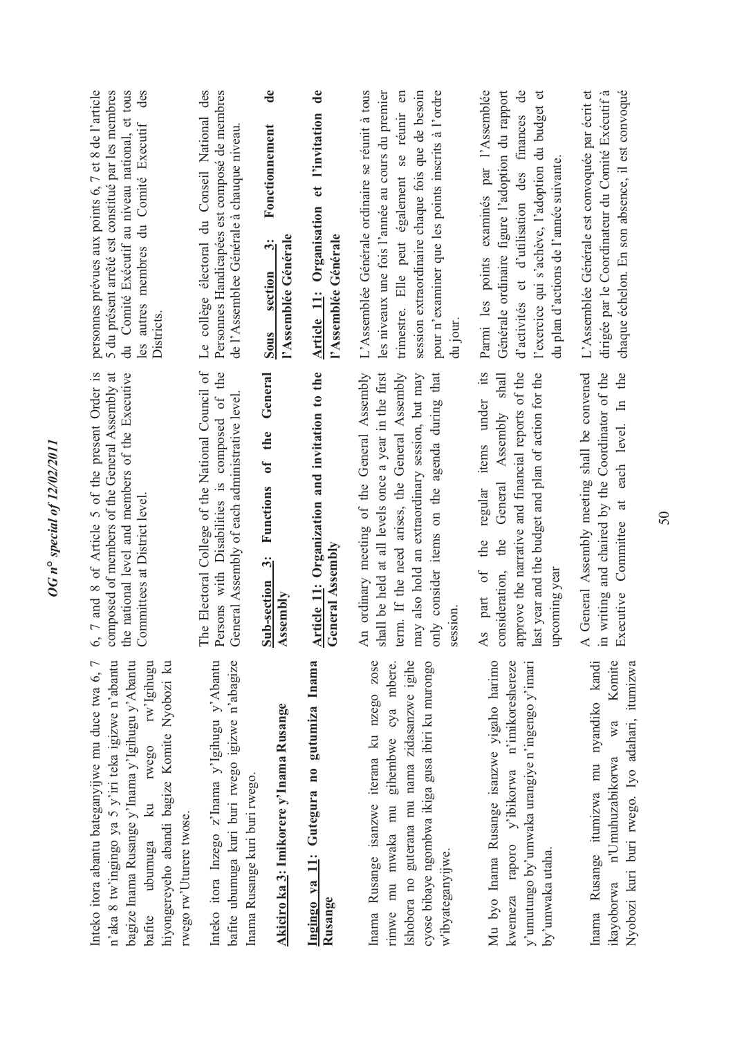Inteko itora abantu bateganyijwe mu duce twa 6, 7 n'aka 8 tw'ingingo ya 5 y'iri teka igizwe n'abantu bagize Inama Rusange y'Inama y'Igihugu y'Abantu bafite ubumuga ku rwego rw'Igihugu hiyongereyeho abandi bagize Komite Nyobozi ku rwego rw'Uturere twose.

Inteko itora Inzego z'Inama y'Igihugu y'Abantu bafite ubumuga kuri buri rwego igizwe n'abagize Inama Rusange kuri buri rwego.

**Akiciro ka 3: Imikorere y'Inama Rusange**

**Ingingo ya 11: Gutegura no gutumiza Inama Rusange**

Inama Rusange isanzwe iterana ku nzego zose rimwe mu mwaka mu gihembwe cya mbere. Ishobora no guterana mu nama zidasanzwe igihe cyose bibaye ngombwa ikiga gusa ibiri ku murongo w'ibyateganyijwe.

Mu byo Inama Rusange isanzwe yigaho harimo kwemeza raporo y'ibikorwa n'imikoreshereze y'umutungo by'umwaka urangiye n'ingengo y'imari by'umwaka utaha.

Inama Rusange itumizwa mu nyandiko kandi ikayoborwa n'Umuhuzabikorwa wa Komite Nyobozi kuri buri rwego. Iyo adahari, itumizwa

6, 7 and 8 of Article 5 of the present Order is composed of members of the General Assembly at the national level and members of the Executive Committees at District level.

The Electoral College of the National Council of Persons with Disabilities is composed of the General Assembly of each administrative level.

**Sub-section 3: Functions of the General Assembly**

**Article 11: Organization and invitation to the General Assembly**

An ordinary meeting of the General Assembly shall be held at all levels once a year in the first term. If the need arises, the General Assembly may also hold an extraordinary session, but may only consider items on the agenda during that session.

As part of the regular items under its consideration, the General Assembly shall approve the narrative and financial reports of the last year and the budget and plan of action for the upcoming year

A General Assembly meeting shall be convened in writing and chaired by the Coordinator of the Executive Committee at each level. In the

personnes prévues aux points 6, 7 et 8 de l'article 5 du présent arrêté est constitué par les membres du Comité Exécutif au niveau national, et tous les autres membres du Comité Exécutif des Districts.

Le collège électoral du Conseil National des Personnes Handicapées est composé de membres de l'Assemblee Générale à chaque niveau.

**Sous section 3: Fonctionnement de l'Assemblée Générale**

**Article 11: Organisation et l'invitation de l'Assemblée Générale**

L'Assemblée Générale ordinaire se réunit à tous les niveaux une fois l'année au cours du premier trimestre. Elle peut également se réunir en session extraordinaire chaque fois que de besoin pour n'examiner que les points inscrits à l'ordre du jour.

Parmi les points examinés par l'Assemblée Générale ordinaire figure l'adoption du rapport d'activités et d'utilisation des finances de l'exercice qui s'achève, l'adoption du budget et du plan d'actions de l'année suivante.

L'Assemblée Générale est convoquée par écrit et dirigée par le Coordinateur du Comité Exécutif à chaque échelon. En son absence, il est convoqué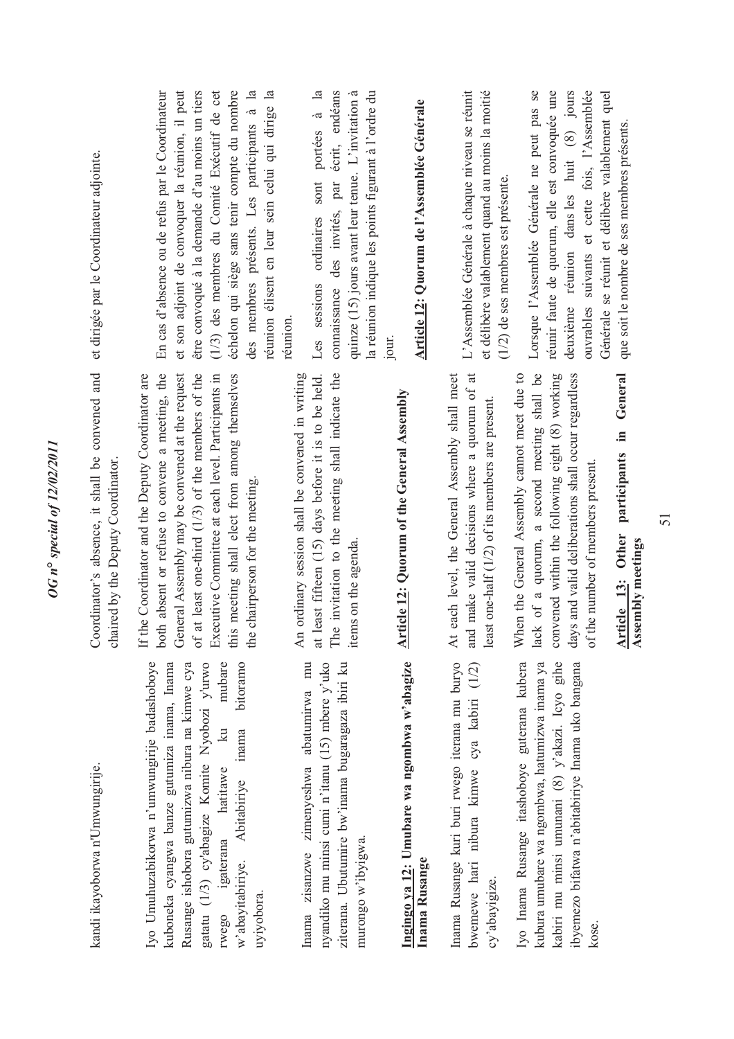kandi ikayoborwa n'Umwungirije.

Iyo Umuhuzabikorwa n'umwungirije badashoboye kuboneka cyangwa banze gutumiza inama, Inama Rusange ishobora gutumizwa nibura na kimwe cya gatatu (1/3) cy'abagize Komite Nyobozi y'urwo rwego igaterana hatitawe ku mubare w'abayitabiriye. Abitabiriye inama bitoramo uyiyobora.

Inama zisanzwe zimenyeshwa abatumirwa mu nyandiko mu minsi cumi n'itanu (15) mbere y'uko ziterana. Ubutumire bw'inama bugaragaza ibiri ku murongo w'ibyigwa.

**Ingingo ya 12: Umubare wa ngombwa w'abagize Inama Rusange**

Inama Rusange kuri buri rwego iterana mu buryo bwemewe hari nibura kimwe cya kabiri (1/2) cy'abayigize.

Iyo Inama Rusange itashoboye guterana kubera kubura umubare wa ngombwa, hatumizwa inama ya kabiri mu minsi umunani (8) y'akazi. Icyo gihe ibyemezo bifatwa n'abitabiriye Inama uko bangana kose.

Coordinator's absence, it shall be convened and chaired by the Deputy Coordinator.

If the Coordinator and the Deputy Coordinator are both absent or refuse to convene a meeting, the General Assembly may be convened at the request of at least one-third (1/3) of the members of the Executive Committee at each level. Participants in this meeting shall elect from among themselves the chairperson for the meeting.

An ordinary session shall be convened in writing at least fifteen (15) days before it is to be held. The invitation to the meeting shall indicate the items on the agenda.

**Article 12: Quorum of the General Assembly**

At each level, the General Assembly shall meet and make valid decisions where a quorum of at least one-half (1/2) of its members are present.

When the General Assembly cannot meet due to lack of a quorum, a second meeting shall be convened within the following eight (8) working days and valid deliberations shall occur regardless of the number of members present.

**Article 13: Other participants in General Assembly meetings**

et dirigée par le Coordinateur adjointe.

En cas d'absence ou de refus par le Coordinateur et son adjoint de convoquer la réunion, il peut être convoqué à la demande d'au moins un tiers (1/3) des membres du Comité Exécutif de cet échelon qui siège sans tenir compte du nombre des membres présents. Les participants à la réunion élisent en leur sein celui qui dirige la réunion.

Les sessions ordinaires sont portées à la connaissance des invités, par écrit, endéans quinze (15) jours avant leur tenue. L'invitation à la réunion indique les points figurant à l'ordre du jour.

**Article 12: Quorum de l'Assemblée Générale**

L'Assemblée Générale à chaque niveau se réunit et délibère valablement quand au moins la moitié (1/2) de ses membres est présente.

Lorsque l'Assemblée Générale ne peut pas se réunir faute de quorum, elle est convoquée une deuxième réunion dans les huit (8) jours ouvrables suivants et cette fois, l'Assemblée Générale se réunit et délibère valablement quel que soit le nombre de ses membres présents.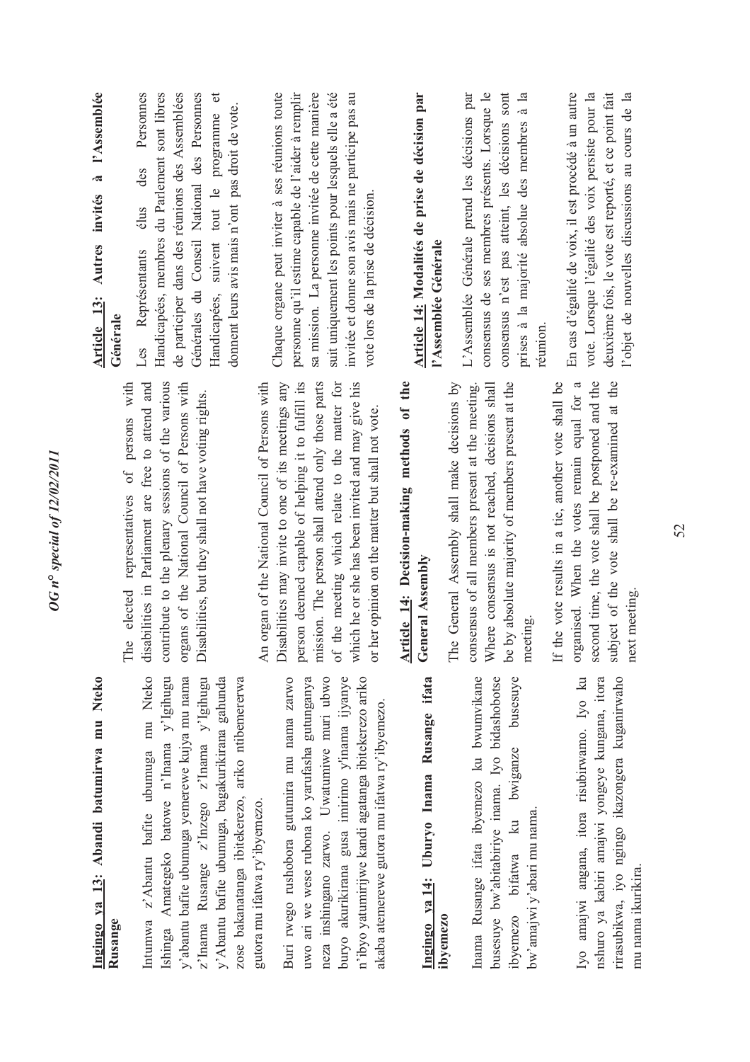**Ingingo ya 13: Abandi batumirwa mu Nteko Rusange**

Intumwa z'Abantu bafite ubumuga mu Nteko Ishinga Amategeko batowe n'Inama y'Igihugu y'abantu bafite ubumuga yemerewe kujya mu nama z'Inama Rusange z'Inzego z'Inama y'Igihugu y'Abantu bafite ubumuga, bagakurikirana gahunda zose bakanatanga ibitekerezo, ariko ntibemererwa gutora mu ifatwa ry'ibyemezo.

Buri rwego rushobora gutumira mu nama zarwo uwo ari we wese rubona ko yarufasha gutunganya neza inshingano zarwo. Uwatumiwe muri ubwo buryo akurikirana gusa imirimo y'inama ijyanye n'ibyo yatumirijwe kandi agatanga ibitekerezo ariko akaba atemerewe gutora mu ifatwa ry'ibyemezo.

**Ingingo ya 14: Uburyo Inama Rusange ifata ibyemezo**

Inama Rusange ifata ibyemezo ku bwumvikane busesuye bw'abitabiriye inama. Iyo bidashobotse ibyemezo bifatwa ku bwiganze busesuye bw'amajwi y'abari mu nama.

Iyo amajwi angana, itora risubirwamo. Iyo ku nshuro ya kabiri amajwi yongeye kungana, itora rirasubikwa, iyo ngingo ikazongera kuganirwaho mu nama ikurikira.

**Article 13: Other invitees to the General Assembly**

The elected representatives of persons with disabilities in Parliament are free to attend and contribute to the plenary sessions of the various organs of the National Council of Persons with Disabilities, but they shall not have voting rights.

An organ of the National Council of Persons with Disabilities may invite to one of its meetings any person deemed capable of helping it to fulfill its mission. The person shall attend only those parts of the meeting which relate to the matter for which he or she has been invited and may give his or her opinion on the matter but shall not vote.

**Article 14: Decision-making methods of the General Assembly**

The General Assembly shall make decisions by consensus of all members present at the meeting. Where consensus is not reached, decisions shall be by absolute majority of members present at the meeting.

If the vote results in a tie, another vote shall be organised. When the votes remain equal for a second time, the vote shall be postponed and the subject of the vote shall be re-examined at the next meeting.

**Article 13: Autres invités à l'Assemblée Générale**

Les Représentants élus des Personnes Handicapées, membres du Parlement sont libres de participer dans des réunions des Assemblées Générales du Conseil National des Personnes Handicapées, suivent tout le programme et donnent leurs avis mais n'ont pas droit de vote.

Chaque organe peut inviter à ses réunions toute personne qu'il estime capable de l'aider à remplir sa mission. La personne invitée de cette manière suit uniquement les points pour lesquels elle a été invitée et donne son avis mais ne participe pas au vote lors de la prise de décision.

**Article 14: Modalités de prise de décision par l'Assemblée Générale**

L'Assemblée Générale prend les décisions par consensus de ses membres présents. Lorsque le consensus n'est pas atteint, les décisions sont prises à la majorité absolue des membres à la réunion.

En cas d'égalité de voix, il est procédé à un autre vote. Lorsque l'égalité des voix persiste pour la deuxième fois, le vote est reporté, et ce point fait l'objet de nouvelles discussions au cours de la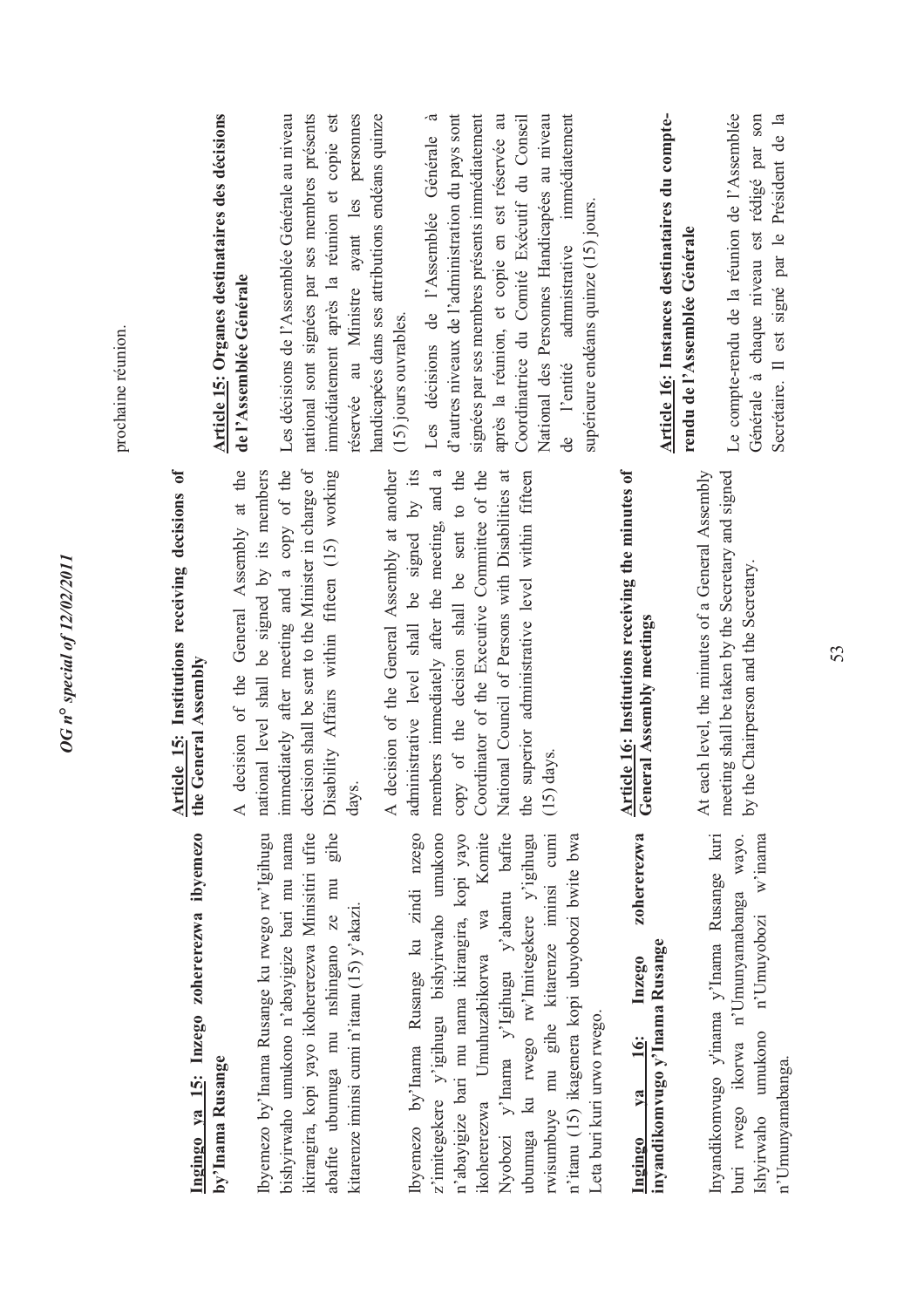prochaine réunion.

**Ingingo ya 15: Inzego zohererezwa ibyemezo by'Inama Rusange**

Ibyemezo by'Inama Rusange ku rwego rw'Igihugu bishyirwaho umukono n'abayigize bari mu nama ikirangira, kopi yayo ikohererezwa Minisitiri ufite abafite ubumuga mu nshingano ze mu gihe kitarenze iminsi cumi n'itanu (15) y'akazi.

Ibyemezo by'Inama Rusange ku zindi nzego z'imitegekere y'igihugu bishyirwaho umukono n'abayigize bari mu nama ikirangira, kopi yayo ikohererezwa Umuhuzabikorwa wa Komite Nyobozi y'Inama y'Igihugu y'abantu bafite ubumuga ku rwego rw'Imitegekere y'igihugu rwisumbuye mu gihe kitarenze iminsi cumi n'itanu (15) ikagenera kopi ubuyobozi bwite bwa Leta buri kuri urwo rwego.

**Ingingo ya 16: Inzego zohererezwa inyandikomvugo y'Inama Rusange**

Inyandikomvugo y'inama y'Inama Rusange kuri buri rwego ikorwa n'Umunyamabanga wayo. Ishyirwaho umukono n'Umuyobozi w'inama n'Umunyamabanga.

**Article 15: Institutions receiving decisions of the General Assembly**

A decision of the General Assembly at the national level shall be signed by its members immediately after meeting and a copy of the decision shall be sent to the Minister in charge of Disability Affairs within fifteen (15) working days.

A decision of the General Assembly at another administrative level shall be signed by its members immediately after the meeting, and a copy of the decision shall be sent to the Coordinator of the Executive Committee of the National Council of Persons with Disabilities at the superior administrative level within fifteen (15) days.

**Article 16: Institutions receiving the minutes of General Assembly meetings**

At each level, the minutes of a General Assembly meeting shall be taken by the Secretary and signed by the Chairperson and the Secretary.

**Article 15: Organes destinataires des décisions de l'Assemblée Générale**

Les décisions de l'Assemblée Générale au niveau national sont signées par ses membres présents immédiatement après la réunion et copie est réservée au Ministre ayant les personnes handicapées dans ses attributions endéans quinze (15) jours ouvrables.

Les décisions de l'Assemblée Générale à d'autres niveaux de l'administration du pays sont signées par ses membres présents immédiatement après la réunion, et copie en est réservée au Coordinatrice du Comité Exécutif du Conseil National des Personnes Handicapées au niveau de l'entité administrative immédiatement supérieure endéans quinze (15) jours.

**Article 16: Instances destinataires du compte-rendu de l'Assemblée Générale**

Le compte-rendu de la réunion de l'Assemblée Générale à chaque niveau est rédigé par son Secrétaire. Il est signé par le Président de la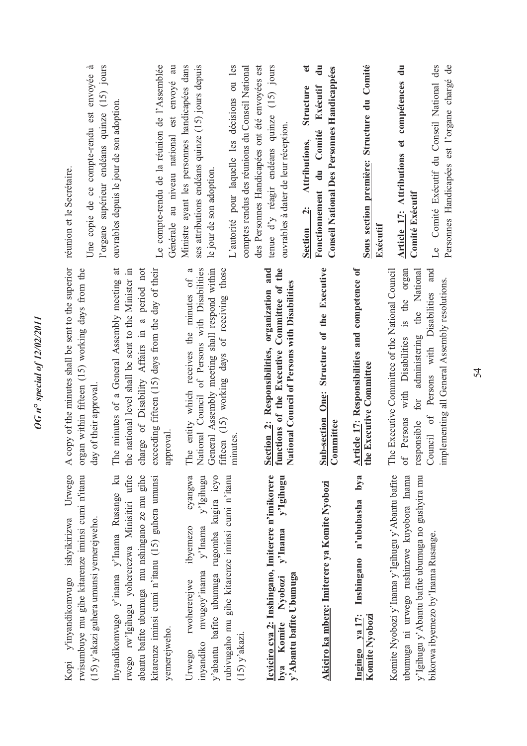Kopi y'inyandikomvugo ishyikirizwa Urwego rwisumbuye mu gihe kitarenze iminsi cumi n'itanu (15) y'akazi guhera umunsi yemerejweho.

Inyandikomvugo y'inama y'Inama Rusange ku rwego rw'Igihugu yohererezwa Minisitiri ufite abantu bafite ubumuga mu nshingano ze mu gihe kitarenze iminsi cumi n'itanu (15) guhera umunsi yemerejweho.

Urwego rwohererejwe ibyemezo cyangwa inyandiko mvugoy'inama y'Inama y'Igihugu y'abantu bafite ubumuga rugomba kugira icyo rubivugaho mu gihe kitarenze iminsi cumi n'itanu (15) y'akazi.

**Icyiciro cya 2: Inshingano, Imiterere n'imikorere bya Komite Nyobozi y'Inama y'Igihugu y'Abantu bafite Ubumuga**

**Akiciro ka mbere: Imiterere ya Komite Nyobozi**

**Ingingo ya 17: Inshingano n'ububasha bya Komite Nyobozi**

Komite Nyobozi y'Inama y'Igihugu y'Abantu bafite ubumuga ni urwego rushinzwe kuyobora Inama y'Igihugu y'Abantu bafite ubumuga no gushyira mu bikorwa ibyemezo by'Inama Rusange.

A copy of the minutes shall be sent to the superior organ within fifteen (15) working days from the day of their approval.

The minutes of a General Assembly meeting at the national level shall be sent to the Minister in charge of Disability Affairs in a period not exceeding fifteen (15) days from the day of their approval.

The entity which receives the minutes of a National Council of Persons with Disabilities General Assembly meeting shall respond within fifteen (15) working days of receiving those minutes.

**Section 2: Responsibilities, organization and functions of the Executive Committee of the National Council of Persons with Disabilities**

**Sub-section One: Structure of the Executive Committee**

**Article 17: Responsibilities and competence of the Executive Committee**

The Executive Committee of the National Council of Persons with Disabilities is the organ responsible for administering the National Council of Persons with Disabilities and implementing all General Assembly resolutions.

réunion et le Secrétaire.

Une copie de ce compte-rendu est envoyée à l'organe supérieur endéans quinze (15) jours ouvrables depuis le jour de son adoption.

Le compte-rendu de la réunion de l'Assemblée Générale au niveau national est envoyé au Ministre ayant les personnes handicapées dans ses attributions endéans quinze (15) jours depuis le jour de son adoption.

L'autorité pour laquelle les décisions ou les comptes rendus des réunions du Conseil National des Personnes Handicapées ont été envoyées est tenue d'y réagir endéans quinze (15) jours ouvrables à dater de leur réception.

**Section 2: Attributions, Structure et Fonctionnement du Comité Exécutif du Conseil National Des Personnes Handicappées**

**Sous section première: Structure du Comité Exécutif**

**Article 17: Attributions et compétences du Comité Exécutif**

Le Comité Exécutif du Conseil National des Personnes Handicapées est l'organe chargé de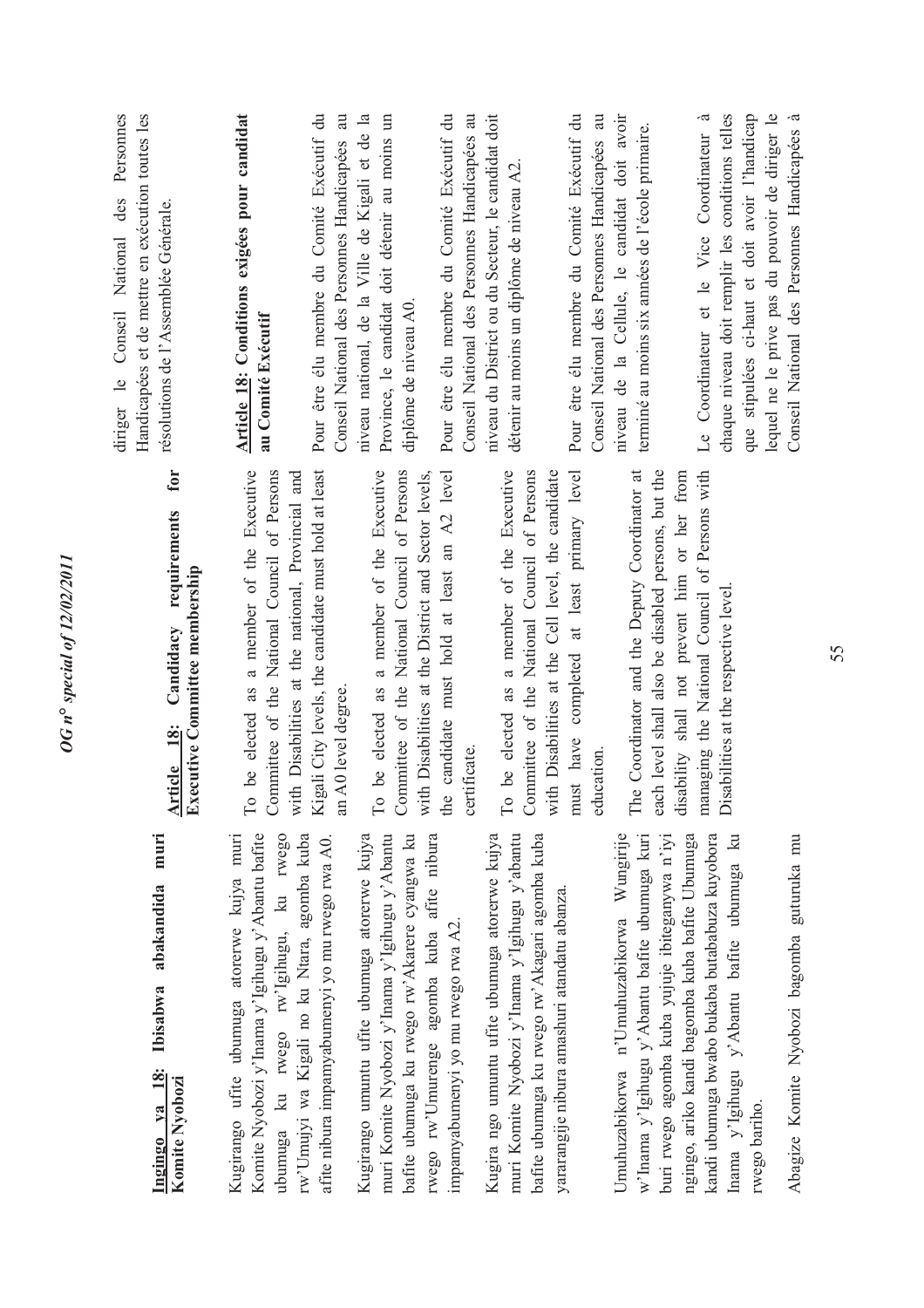## Ingingo ya 18: Ibisabwa abakandida muri Komite Nyobozi

Kugirango ufite ubumuga atorerwe kujya muri Komite Nyobozi y'Inama y'Igihugu y'Abantu bafite ubumuga ku rwego rw'Igihugu, ku rwego rw'Umujyi wa Kigali no ku Ntara, agomba kuba afite nibura impamyabumenyi yo mu rwego rwa A0.

Kugirango umuntu ufite ubumuga atorerwe kujya muri Komite Nyobozi y'Inama y'Igihugu y'Abantu bafite ubumuga ku rwego rw'Akarere cyangwa ku rwego rw'Umurenge agomba kuba afite nibura impamyabumenyi yo mu rwego rwa A2.

Kugira ngo umuntu ufite ubumuga atorerwe kujya muri Komite Nyobozi y'Inama y'Igihugu y'abantu bafite ubumuga ku rwego rw'Akagari agomba kuba yararangije nibura amashuri atandatu abanza.

Umuhuzabikorwa n'Umuhuzabikorwa Wungirije w'Inama y'Igihugu y'Abantu bafite ubumuga kuri buri rwego agomba kuba yujuje ibiteganywa n'iyi ngingo, ariko kandi bagomba kuba bafite Ubumuga kandi ubumuga bwabo bukaba butababuza kuyobora Inama y'Igihugu y'Abantu bafite ubumuga ku rwego bariho.

Abagize Komite Nyobozi bagomba guturuka mu

## Article 18: Candidacy requirements for Executive Committee membership

To be elected as a member of the Executive Committee of the National Council of Persons with Disabilities at the national, Provincial and Kigali City levels, the candidate must hold at least an A0 level degree.

To be elected as a member of the Executive Committee of the National Council of Persons with Disabilities at the District and Sector levels, the candidate must hold at least an A2 level certificate.

To be elected as a member of the Executive Committee of the National Council of Persons with Disabilities at the Cell level, the candidate must have completed at least primary level education.

The Coordinator and the Deputy Coordinator at each level shall also be disabled persons, but the disability shall not prevent him or her from managing the National Council of Persons with Disabilities at the respective level.

diriger le Conseil National des Personnes Handicapées et de mettre en exécution toutes les résolutions de l'Assemblée Générale.

## Article 18: Conditions exigées pour candidat au Comité Exécutif

Pour être élu membre du Comité Exécutif du Conseil National des Personnes Handicapées au niveau national, de la Ville de Kigali et de la Province, le candidat doit détenir au moins un diplôme de niveau A0.

Pour être élu membre du Comité Exécutif du Conseil National des Personnes Handicapées au niveau du District ou du Secteur, le candidat doit détenir au moins un diplôme de niveau A2.

Pour être élu membre du Comité Exécutif du Conseil National des Personnes Handicapées au niveau de la Cellule, le candidat doit avoir terminé au moins six années de l'école primaire.

Le Coordinateur et le Vice Coordinateur à chaque niveau doit remplir les conditions telles que stipulées ci-haut et doit avoir l'handicap lequel ne le prive pas du pouvoir de diriger le Conseil National des Personnes Handicapées à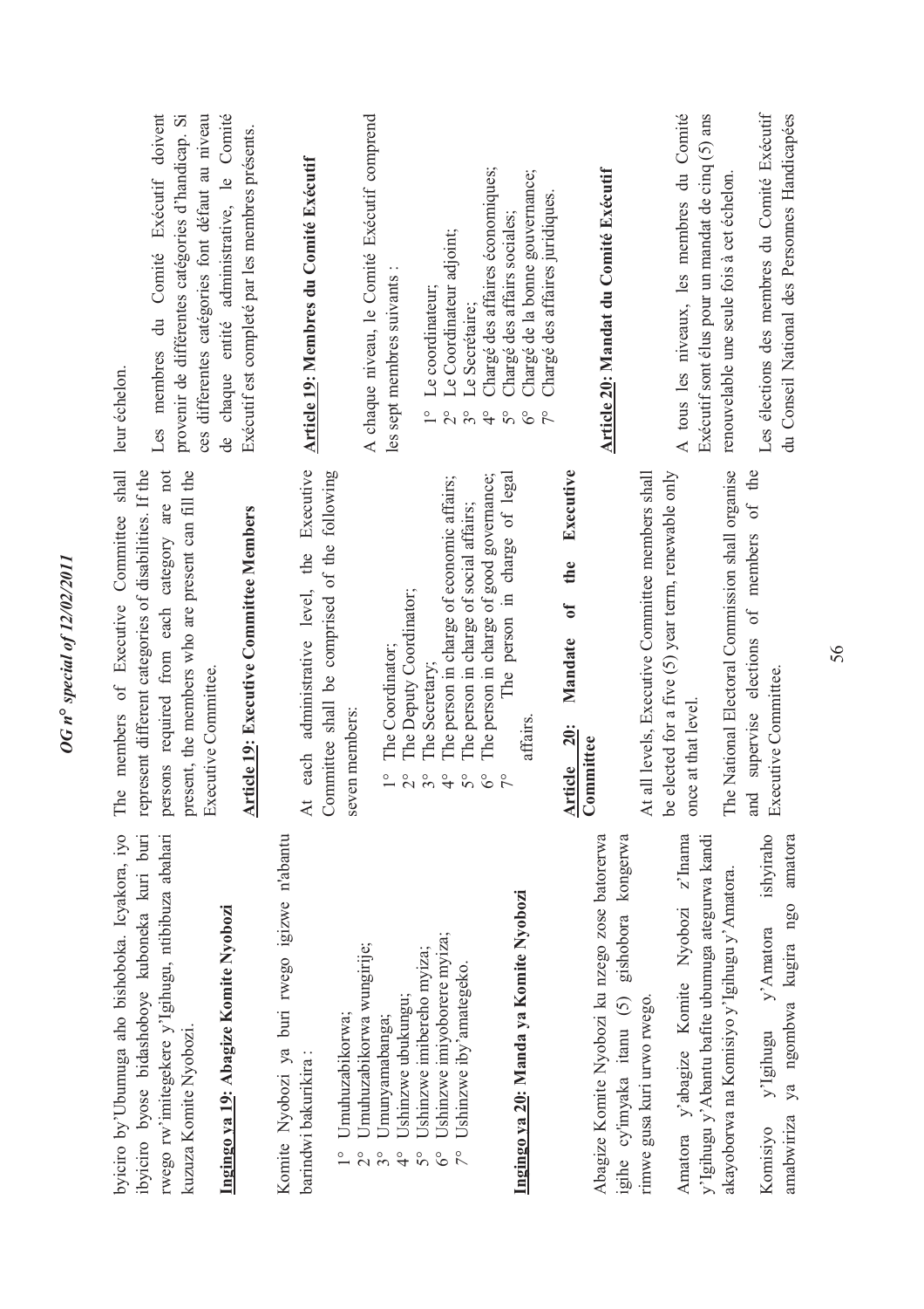byiciro by'Ubumuga aho bishoboka. Icyakora, iyo ibyiciro byose bidashoboye kuboneka kuri buri rwego rw'imitegekere y'Igihugu, ntibibuza abahari kuzuza Komite Nyobozi.

**Ingingo ya 19: Abagize Komite Nyobozi**

Komite Nyobozi ya buri rwego igizwe n'abantu barindwi bakurikira :

1° Umuhuzabikorwa;
2° Umuhuzabikorwa wungirije;
3° Umunyamabanga;
4° Ushinzwe ubukungu;
5° Ushinzwe imibereho myiza;
6° Ushinzwe imiyoborere myiza;
7° Ushinzwe iby'amategeko.

**Ingingo ya 20: Manda ya Komite Nyobozi**

Abagize Komite Nyobozi ku nzego zose batorerwa igihe cy'imyaka itanu (5) gishobora kongerwa rimwe gusa kuri urwo rwego.

Amatora y'abagize Komite Nyobozi z'Inama y'Igihugu y'Abantu bafite ubumuga ategurwa kandi akayoborwa na Komisiyo y'Igihugu y'Amatora.

Komisiyo y'Igihugu y'Amatora ishyiraho amabwiriza ya ngombwa kugira ngo amatora

The members of Executive Committee shall represent different categories of disabilities. If the persons required from each category are not present, the members who are present can fill the Executive Committee.

**Article 19: Executive Committee Members**

At each administrative level, the Executive Committee shall be comprised of the following seven members:

1° The Coordinator;
2° The Deputy Coordinator;
3° The Secretary;
4° The person in charge of economic affairs;
5° The person in charge of social affairs;
6° The person in charge of good governance;
7° The person in charge of legal affairs.

**Article 20: Mandate of the Executive Committee**

At all levels, Executive Committee members shall be elected for a five (5) year term, renewable only once at that level.

The National Electoral Commission shall organise and supervise elections of members of the Executive Committee.

leur échelon.

Les membres du Comité Exécutif doivent provenir de différentes catégories d'handicap. Si ces differentes catégories font défaut au niveau de chaque entité administrative, le Comité Exécutif est completé par les membres présents.

**Article 19: Membres du Comité Exécutif**

A chaque niveau, le Comité Exécutif comprend les sept membres suivants :

1° Le coordinateur;
2° Le Coordinateur adjoint;
3° Le Secrétaire;
4° Chargé des affaires économiques;
5° Chargé des affairs sociales;
6° Chargé de la bonne gouvernance;
7° Chargé des affaires juridiques.

**Article 20: Mandat du Comité Exécutif**

A tous les niveaux, les membres du Comité Exécutif sont élus pour un mandat de cinq (5) ans renouvelable une seule fois à cet échelon.

Les élections des membres du Comité Exécutif du Conseil National des Personnes Handicapées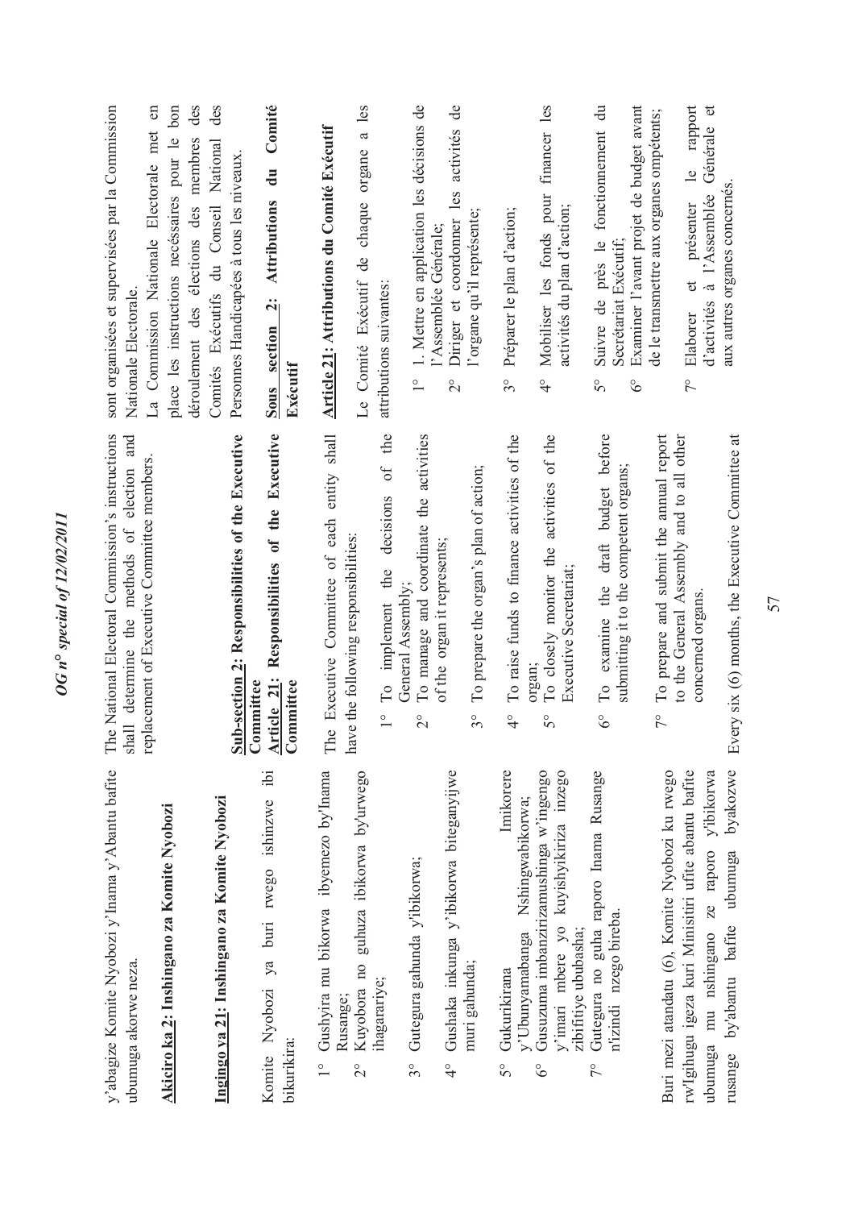y'abagize Komite Nyobozi y'Inama y'Abantu bafite ubumuga akorwe neza.

**Akiciro ka 2: Inshingano za Komite Nyobozi**

**Ingingo ya 21: Inshingano za Komite Nyobozi**

Komite Nyobozi ya buri rwego ishinzwe ibi bikurikira:

1° Gushyira mu bikorwa ibyemezo by'Inama Rusange;
2° Kuyobora no guhuza ibikorwa by'urwego ihagarariye;
3° Gutegura gahunda y'ibikorwa;
4° Gushaka inkunga y'ibikorwa biteganyijwe muri gahunda;
5° Gukurikirana Imikorere y'Ubunyamabanga Nshingwabikorwa;
6° Gusuzuma imbanzirizamushinga w'ingengo y'imari mbere yo kuyishyikiriza inzego zibifitiye ububasha;
7° Gutegura no guha raporo Inama Rusange n'izindi nzego bireba.

Buri mezi atandatu (6), Komite Nyobozi ku rwego rw'Igihugu igeza kuri Minisitiri ufite abantu bafite ubumuga mu nshingano ze raporo y'ibikorwa rusange by'abantu bafite ubumuga byakozwe

The National Electoral Commission's instructions shall determine the methods of election and replacement of Executive Committee members.

**Sub-section 2: Responsibilities of the Executive Committee**

**Article 21: Responsibilities of the Executive Committee**

The Executive Committee of each entity shall have the following responsibilities:

1° To implement the decisions of the General Assembly;
2° To manage and coordinate the activities of the organ it represents;
3° To prepare the organ's plan of action;
4° To raise funds to finance activities of the organ;
5° To closely monitor the activities of the Executive Secretariat;
6° To examine the draft budget before submitting it to the competent organs;
7° To prepare and submit the annual report to the General Assembly and to all other concerned organs.

Every six (6) months, the Executive Committee at

sont organisées et supervisées par la Commission Nationale Electorale.

La Commission Nationale Electorale met en place les instructions necéssaires pour le bon déroulement des élections des membres des Comités Exécutifs du Conseil National des Personnes Handicapées à tous les niveaux.

**Sous section 2: Attributions du Comité Exécutif**

**Article 21: Attributions du Comité Exécutif**

Le Comité Exécutif de chaque organe a les attributions suivantes:

1° 1. Mettre en application les décisions de l'Assemblée Générale;
2° Diriger et coordonner les activités de l'organe qu'il représente;
3° Préparer le plan d'action;
4° Mobiliser les fonds pour financer les activités du plan d'action;
5° Suivre de près le fonctionnement du Secrétariat Exécutif;
6° Examiner l'avant projet de budget avant de le transmettre aux organes compétents;
7° Elaborer et présenter le rapport d'activités à l'Assemblée Générale et aux autres organes concernés.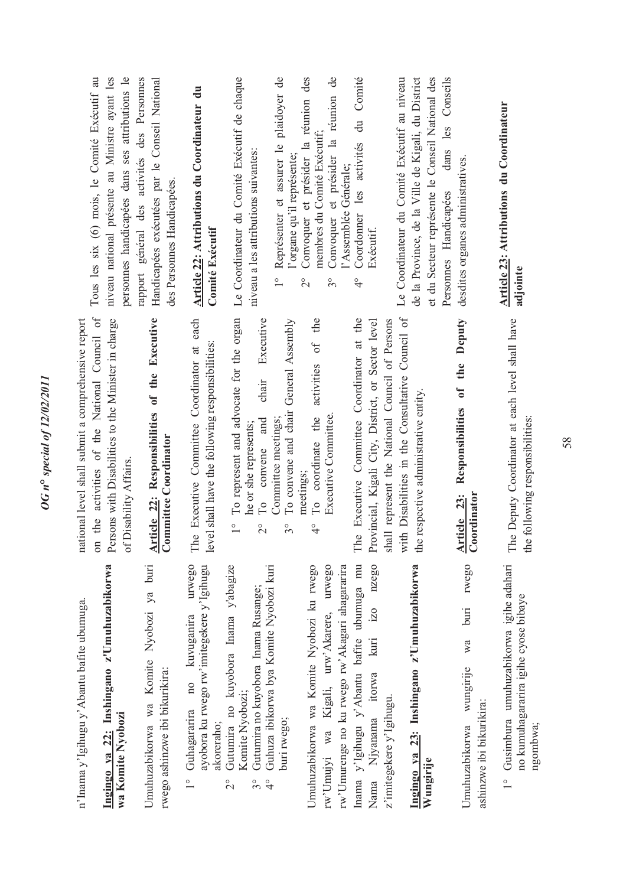n'Inama y'Igihugu y'Abantu bafite ubumuga.

**Ingingo ya 22: Inshingano z'Umuhuzabikorwa wa Komite Nyobozi**

Umuhuzabikorwa wa Komite Nyobozi ya buri rwego ashinzwe ibi bikurikira:

1° Guhagararira no kuvuganira urwego ayobora ku rwego rw'imitegekere y'Igihugu akoreraho;
2° Gutumira no kuyobora Inama y'abagize Komite Nyobozi;
3° Gutumira no kuyobora Inama Rusange;
4° Guhuza ibikorwa bya Komite Nyobozi kuri buri rwego;

Umuhuzabikorwa wa Komite Nyobozi ku rwego rw'Umujyi wa Kigali, urw'Akarere, urwego rw'Umurenge no ku rwego rw'Akagari ahagararira Inama y'Igihugu y'Abantu bafite ubumuga mu Nama Njyanama itorwa kuri izo nzego z'imitegekere y'Igihugu.

**Ingingo ya 23: Inshingano z'Umuhuzabikorwa Wungirije**

Umuhuzabikorwa wungirije wa buri rwego ashinzwe ibi bikurikira:

1° Gusimbura umuhuzabikorwa igihe adahari no kumuhagararira igihe cyose bibaye ngombwa;

national level shall submit a comprehensive report on the activities of the National Council of Persons with Disabilities to the Minister in charge of Disability Affairs.

**Article 22: Responsibilities of the Executive Committee Coordinator**

The Executive Committee Coordinator at each level shall have the following responsibilities:

1° To represent and advocate for the organ he or she represents;
2° To convene and chair Executive Committee meetings;
3° To convene and chair General Assembly meetings;
4° To coordinate the activities of the Executive Committee.

The Executive Committee Coordinator at the Provincial, Kigali City, District, or Sector level shall represent the National Council of Persons with Disabilities in the Consultative Council of the respective administrative entity.

**Article 23: Responsibilities of the Deputy Coordinator**

The Deputy Coordinator at each level shall have the following responsibilities:

Tous les six (6) mois, le Comité Exécutif au niveau national présente au Ministre ayant les personnes handicapées dans ses attributions le rapport général des activités des Personnes Handicapées exécutées par le Conseil National des Personnes Handicapées.

**Article 22: Attributions du Coordinateur du Comité Exécutif**

Le Coordinateur du Comité Exécutif de chaque niveau a les attributions suivantes:

1° Représenter et assurer le plaidoyer de l'organe qu'il représente;
2° Convoquer et présider la réunion des membres du Comité Exécutif;
3° Convoquer et présider la réunion de l'Assemblée Générale;
4° Coordonner les activités du Comité Exécutif.

Le Coordinateur du Comité Exécutif au niveau de la Province, de la Ville de Kigali, du District et du Secteur représente le Conseil National des Personnes Handicapées dans les Conseils desdites organes administratives.

**Article 23: Attributions du Coordinateur adjointe**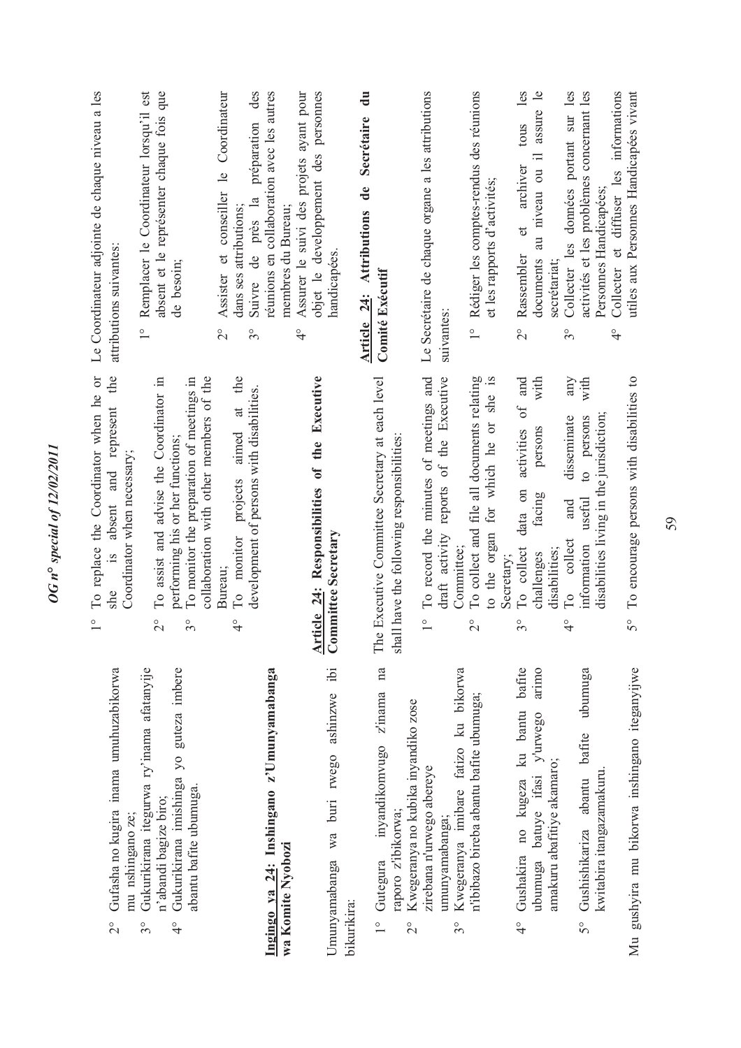2° Gufasha no kugira inama umuhuzabikorwa mu nshingano ze;

3° Gukurikirana itegurwa ry'inama afatanyije n'abandi bagize biro;

4° Gukurikirana imishinga yo guteza imbere abantu bafite ubumuga.

**Ingingo ya 24: Inshingano z'Umunyamabanga wa Komite Nyobozi**

Umunyamabanga wa buri rwego ashinzwe ibi bikurikira:

1° Gutegura inyandikomvugo z'inama na raporo z'ibikorwa;

2° Kwegeranya no kubika inyandiko zose zirebana n'urwego abereye umunyamabanga;

3° Kwegeranya imibare fatizo ku bikorwa n'ibibazo bireba abantu bafite ubumuga;

4° Gushakira no kugeza ku bantu bafite ubumuga batuye ifasi y'urwego arimo amakuru abafitiye akamaro;

5° Gushishikariza abantu bafite ubumuga kwitabira itangazamakuru.

Mu gushyira mu bikorwa inshingano iteganyijwe

1° To replace the Coordinator when he or she is absent and represent the Coordinator when necessary;

2° To assist and advise the Coordinator in performing his or her functions;

3° To monitor the preparation of meetings in collaboration with other members of the Bureau;

4° To monitor projects aimed at the development of persons with disabilities.

**Article 24: Responsibilities of the Executive Committee Secretary**

The Executive Committee Secretary at each level shall have the following responsibilities:

1° To record the minutes of meetings and draft activity reports of the Executive Committee;

2° To collect and file all documents relating to the organ for which he or she is Secretary;

3° To collect data on activities of and challenges facing persons with disabilities;

4° To collect and disseminate any information useful to persons with disabilities living in the jurisdiction;

5° To encourage persons with disabilities to

Le Coordinateur adjointe de chaque niveau a les attributions suivantes:

1° Remplacer le Coordinateur lorsqu'il est absent et le représenter chaque fois que de besoin;

2° Assister et conseiller le Coordinateur dans ses attributions;

3° Suivre de près la préparation des réunions en collaboration avec les autres membres du Bureau;

4° Assurer le suivi des projets ayant pour objet le developpement des personnes handicapées.

**Article 24: Attributions de Secrétaire du Comité Exécutif**

Le Secrétaire de chaque organe a les attributions suivantes:

1° Rédiger les comptes-rendus des réunions et les rapports d'activités;

2° Rassembler et archiver tous les documents au niveau ou il assure le secrétariat;

3° Collecter les données portant sur les activités et les problèmes concernant les Personnes Handicapées;

4° Collecter et diffuser les informations utiles aux Personnes Handicapées vivant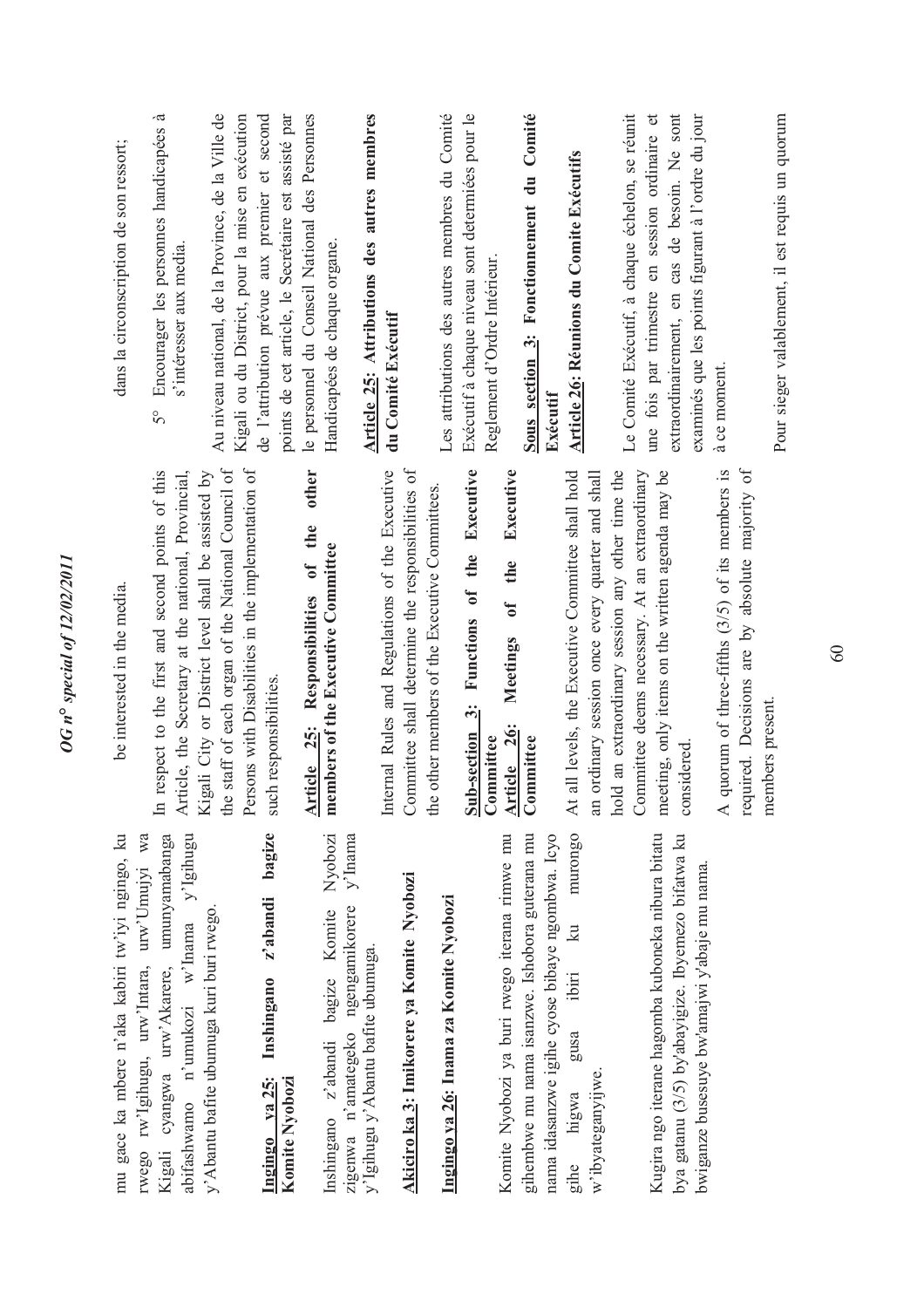mu gace ka mbere n'aka kabiri tw'iyi ngingo, ku rwego rw'Igihugu, urw'Intara, urw'Umujyi wa Kigali cyangwa urw'Akarere, umunyamabanga abifashwamo n'umukozi w'Inama y'Igihugu y'Abantu bafite ubumuga kuri buri rwego.

**Ingingo ya 25: Inshingano z'abandi bagize Komite Nyobozi**

Inshingano z'abandi bagize Komite Nyobozi zigenwa n'amategeko ngengamikorere y'Inama y'Igihugu y'Abantu bafite ubumuga.

**Akiciro ka 3: Imikorere ya Komite Nyobozi**

**Ingingo ya 26: Inama za Komite Nyobozi**

Komite Nyobozi ya buri rwego iterana rimwe mu gihembwe mu nama isanzwe. Ishobora guterana mu nama idasanzwe igihe cyose bibaye ngombwa. Icyo gihe higwa gusa ibiri ku murongo w'ibyateganyijwe.

Kugira ngo iterane hagomba kuboneka nibura bitatu bya gatanu (3/5) by'abayigize. Ibyemezo bifatwa ku bwiganze busesuye bw'amajwi y'abaje mu nama.

be interested in the media.

In respect to the first and second points of this Article, the Secretary at the national, Provincial, Kigali City or District level shall be assisted by the staff of each organ of the National Council of Persons with Disabilities in the implementation of such responsibilities.

**Article 25: Responsibilities of the other members of the Executive Committee**

Internal Rules and Regulations of the Executive Committee shall determine the responsibilities of the other members of the Executive Committees.

**Sub-section 3: Functions of the Executive Committee**

**Article 26: Meetings of the Executive Committee**

At all levels, the Executive Committee shall hold an ordinary session once every quarter and shall hold an extraordinary session any other time the Committee deems necessary. At an extraordinary meeting, only items on the written agenda may be considered.

A quorum of three-fifths (3/5) of its members is required. Decisions are by absolute majority of members present.

dans la circonscription de son ressort;

5° Encourager les personnes handicapées à s'intéresser aux media.

Au niveau national, de la Province, de la Ville de Kigali ou du District, pour la mise en exécution de l'attribution prévue aux premier et second points de cet article, le Secrétaire est assisté par le personnel du Conseil National des Personnes Handicapées de chaque organe.

**Article 25: Attributions des autres membres du Comité Exécutif**

Les attributions des autres membres du Comité Exécutif à chaque niveau sont déterminées par le Reglement d'Ordre Intérieur.

**Sous section 3: Fonctionnement du Comité Exécutif**

**Article 26: Réunions du Comite Exécutifs**

Le Comité Exécutif, à chaque échelon, se réunit une fois par trimestre en session ordinaire et extraordinairement, en cas de besoin. Ne sont examinés que les points figurant à l'ordre du jour à ce moment.

Pour sieger valablement, il est requis un quorum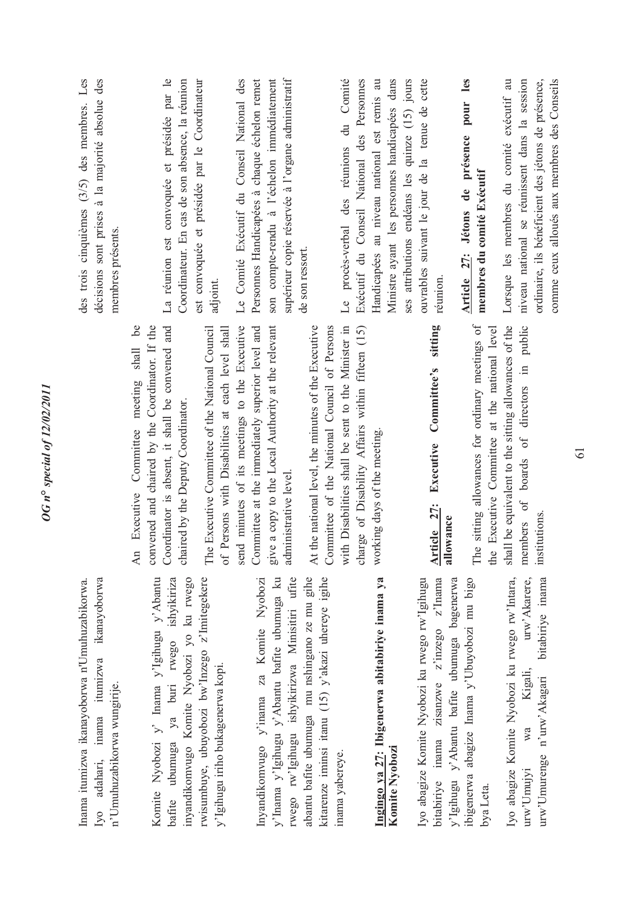Inama itumizwa ikanayoborwa n'Umuhuzabikorwa. Iyo adahari, inama itumizwa ikanayoborwa n'Umuhuzabikorwa wungirije.

Komite Nyobozi y' Inama y'Igihugu y'Abantu bafite ubumuga ya buri rwego ishyikiriza inyandikomvugo Komite Nyobozi yo ku rwego rwisumbuye, ubuyobozi bw'Inzego z'Imitegekere y'Igihugu iriho bukagenerwa kopi.

Inyandikomvugo y'inama za Komite Nyobozi y'Inama y'Igihugu y'Abantu bafite ubumuga ku rwego rw'Igihugu ishyikirizwa Minisitiri ufite abantu bafite ubumuga mu nshingano ze mu gihe kitarenze iminsi itanu (15) y'akazi uhereye igihe inama yabereye.

**Ingingo ya 27: Ibigenerwa abitabiriye inama ya Komite Nyobozi**

Iyo abagize Komite Nyobozi ku rwego rw'Igihugu bitabiriye inama zisanzwe z'inzego z'Inama y'Igihugu y'Abantu bafite ubumuga bagenerwa ibigenerwa abagize Inama y'Ubuyobozi mu bigo bya Leta.

Iyo abagize Komite Nyobozi ku rwego rw'Intara, urw'Umujyi wa Kigali, urw'Akarere, urw'Umurenge n'urw'Akagari bitabiriye inama

An Executive Committee meeting shall be convened and chaired by the Coordinator. If the Coordinator is absent, it shall be convened and chaired by the Deputy Coordinator.

The Executive Committee of the National Council of Persons with Disabilities at each level shall send minutes of its meetings to the Executive Committee at the immediately superior level and give a copy to the Local Authority at the relevant administrative level.

At the national level, the minutes of the Executive Committee of the National Council of Persons with Disabilities shall be sent to the Minister in charge of Disability Affairs within fifteen (15) working days of the meeting.

**Article 27: Executive Committee's sitting allowance**

The sitting allowances for ordinary meetings of the Executive Committee at the national level shall be equivalent to the sitting allowances of the members of boards of directors in public institutions.

des trois cinquièmes (3/5) des membres. Les décisions sont prises à la majorité absolue des membres présents.

La réunion est convoquée et présidée par le Coordinateur. En cas de son absence, la réunion est convoquée et présidée par le Coordinateur adjoint.

Le Comité Exécutif du Conseil National des Personnes Handicapées à chaque échelon remet son compte-rendu à l'échelon immédiatement supérieur copie réservée à l'organe administratif de son ressort.

Le procès-verbal des réunions du Comité Exécutif du Conseil National des Personnes Handicapées au niveau national est remis au Ministre ayant les personnes handicapées dans ses attributions endéans les quinze (15) jours ouvrables suivant le jour de la tenue de cette réunion.

**Article 27: Jétons de présence pour les membres du comité Exécutif**

Lorsque les membres du comité exécutif au niveau national se réunissent dans la session ordinaire, ils bénéficient des jétons de présence, comme ceux alloués aux membres des Conseils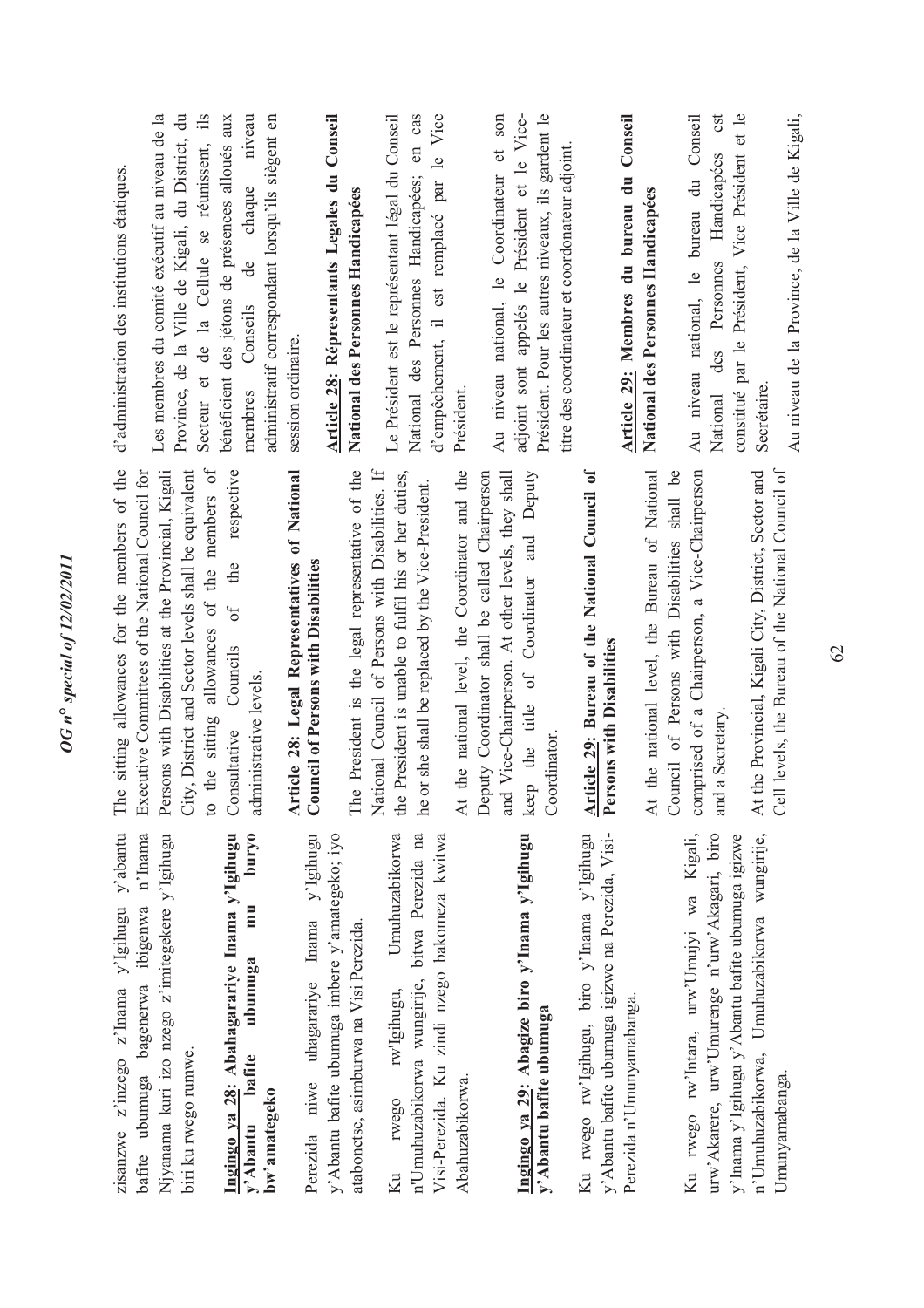zisanzwe z'inzego z'Inama y'Igihugu y'abantu bafite ubumuga bagenerwa ibigenwa n'Inama Njyanama kuri izo nzego z'imitegekere y'Igihugu biri ku rwego rumwe.

**Ingingo ya 28: Abahagarariye Inama y'Igihugu y'Abantu bafite ubumuga mu buryo bw'amategeko**

Perezida niwe uhagarariye Inama y'Igihugu y'Abantu bafite ubumuga imbere y'amategeko; iyo atabonetse, asimburwa na Visi Perezida.

Ku rwego rw'Igihugu, Umuhuzabikorwa n'Umuhuzabikorwa wungirije, bitwa Perezida na Visi-Perezida. Ku zindi nzego bakomeza kwitwa Abahuzabikorwa.

**Ingingo ya 29: Abagize biro y'Inama y'Igihugu y'Abantu bafite ubumuga**

Ku rwego rw'Igihugu, biro y'Inama y'Igihugu y'Abantu bafite ubumuga igizwe na Perezida, Visi-Perezida n'Umunyamabanga.

Ku rwego rw'Intara, urw'Umujyi wa Kigali, urw'Akarere, urw'Umurenge n'urw'Akagari, biro y'Inama y'Igihugu y'Abantu bafite ubumuga igizwe n'Umuhuzabikorwa, Umuhuzabikorwa wungirije, Umunyamabanga.

The sitting allowances for the members of the Executive Committees of the National Council for Persons with Disabilities at the Provincial, Kigali City, District and Sector levels shall be equivalent to the sitting allowances of the members of Consultative Councils of the respective administrative levels.

**Article 28: Legal Representatives of National Council of Persons with Disabilities**

The President is the legal representative of the National Council of Persons with Disabilities. If the President is unable to fulfil his or her duties, he or she shall be replaced by the Vice-President.

At the national level, the Coordinator and the Deputy Coordinator shall be called Chairperson and Vice-Chairperson. At other levels, they shall keep the title of Coordinator and Deputy Coordinator.

**Article 29: Bureau of the National Council of Persons with Disabilities**

At the national level, the Bureau of National Council of Persons with Disabilities shall be comprised of a Chairperson, a Vice-Chairperson and a Secretary.

At the Provincial, Kigali City, District, Sector and Cell levels, the Bureau of the National Council of

d'administration des institutions étatiques.

Les membres du comité exécutif au niveau de la Province, de la Ville de Kigali, du District, du Secteur et de la Cellule se réunissent, ils bénéficient des jétons de présences alloués aux membres Conseils de chaque niveau administratif correspondant lorsqu'ils siègent en session ordinaire.

**Article 28: Représentants Legales du Conseil National des Personnes Handicapées**

Le Président est le représentant légal du Conseil National des Personnes Handicapées; en cas d'empêchement, il est remplacé par le Vice Président.

Au niveau national, le Coordinateur et son adjoint sont appelés le Président et le Vice-Président. Pour les autres niveaux, ils gardent le titre des coordinateur et coordonateur adjoint.

**Article 29: Membres du bureau du Conseil National des Personnes Handicapées**

Au niveau national, le bureau du Conseil National des Personnes Handicapées est constitué par le Président, Vice Président et le Secrétaire.

Au niveau de la Province, de la Ville de Kigali,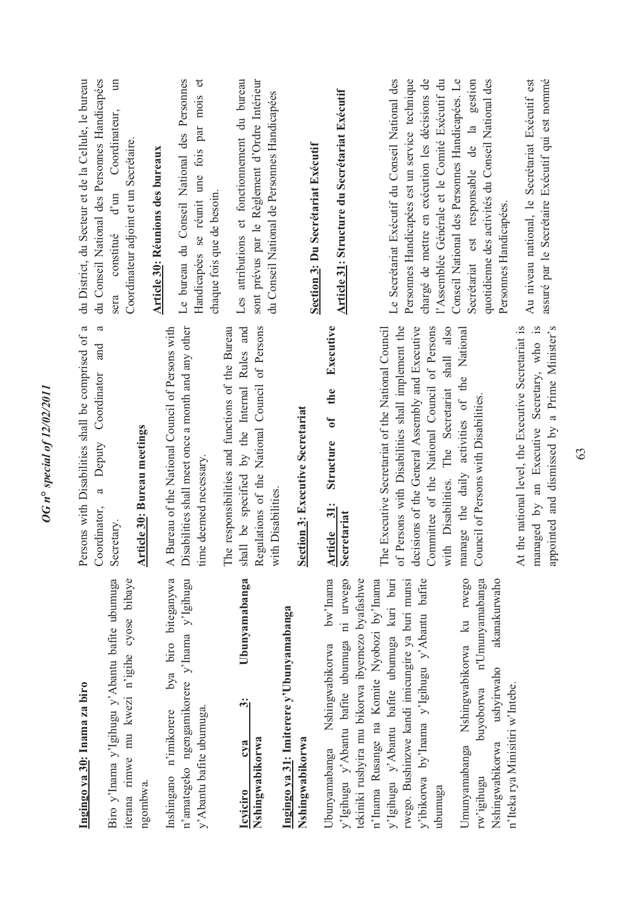**Ingingo ya 30: Inama za biro**

Biro y'Inama y'Igihugu y'Abantu bafite ubumuga iterana rimwe mu kwezi n'igihe cyose bibaye ngombwa.

Inshingano n'imikorere bya biro biteganywa n'amategeko ngengamikorere y'Inama y'Igihugu y'Abantu bafite ubumuga.

**Icyiciro cya 3: Ubunyamabanga Nshingwabikorwa**

**Ingingo ya 31: Imiterere y'Ubunyamabanga Nshingwabikorwa**

Ubunyamabanga Nshingwabikorwa bw'Inama y'Igihugu y'Abantu bafite ubumuga ni urwego tekiniki rushyira mu bikorwa ibyemezo byafashwe n'Inama Rusange na Komite Nyobozi by'Inama y'Igihugu y'Abantu bafite ubumuga kuri buri rwego. Bushinzwe kandi imicungire ya buri munsi y'ibikorwa by'Inama y'Igihugu y'Abantu bafite ubumuga

Umunyamabanga Nshingwabikorwa ku rwego rw'igihugu buyoborwa n'Umunyamabanga Nshingwabikorwa ushyirwaho akanakurwaho n'Iteka rya Minisitiri w'Intebe.

Persons with Disabilities shall be comprised of a Coordinator, a Deputy Coordinator and a Secretary.

**Article 30: Bureau meetings**

A Bureau of the National Council of Persons with Disabilities shall meet once a month and any other time deemed necessary.

The responsibilities and functions of the Bureau shall be specified by the Internal Rules and Regulations of the National Council of Persons with Disabilities.

**Section 3: Executive Secretariat**

**Article 31: Structure of the Executive Secretariat**

The Executive Secretariat of the National Council of Persons with Disabilities shall implement the decisions of the General Assembly and Executive Committee of the National Council of Persons with Disabilities. The Secretariat shall also manage the daily activities of the National Council of Persons with Disabilities.

At the national level, the Executive Secretariat is managed by an Executive Secretary, who is appointed and dismissed by a Prime Minister's

du District, du Secteur et de la Cellule, le bureau du Conseil National des Personnes Handicapées sera constitué d'un Coordinateur, un Coordinateur adjoint et un Secrétaire.

**Article 30: Réunions des bureaux**

Le bureau du Conseil National des Personnes Handicapées se réunit une fois par mois et chaque fois que de besoin.

Les attributions et fonctionnement du bureau sont prévus par le Règlement d'Ordre Intérieur du Conseil National de Personnes Handicapées

**Section 3: Du Secrétariat Exécutif**

**Article 31: Structure du Secrétariat Exécutif**

Le Secrétariat Exécutif du Conseil National des Personnes Handicapées est un service technique chargé de mettre en exécution les décisions de l'Assemblée Générale et le Comité Exécutif du Conseil National des Personnes Handicapées. Le Secrétariat est responsable de la gestion quotidienne des activités du Conseil National des Personnes Handicapées.

Au niveau national, le Secrétariat Exécutif est assuré par le Secrétaire Exécutif qui est nommé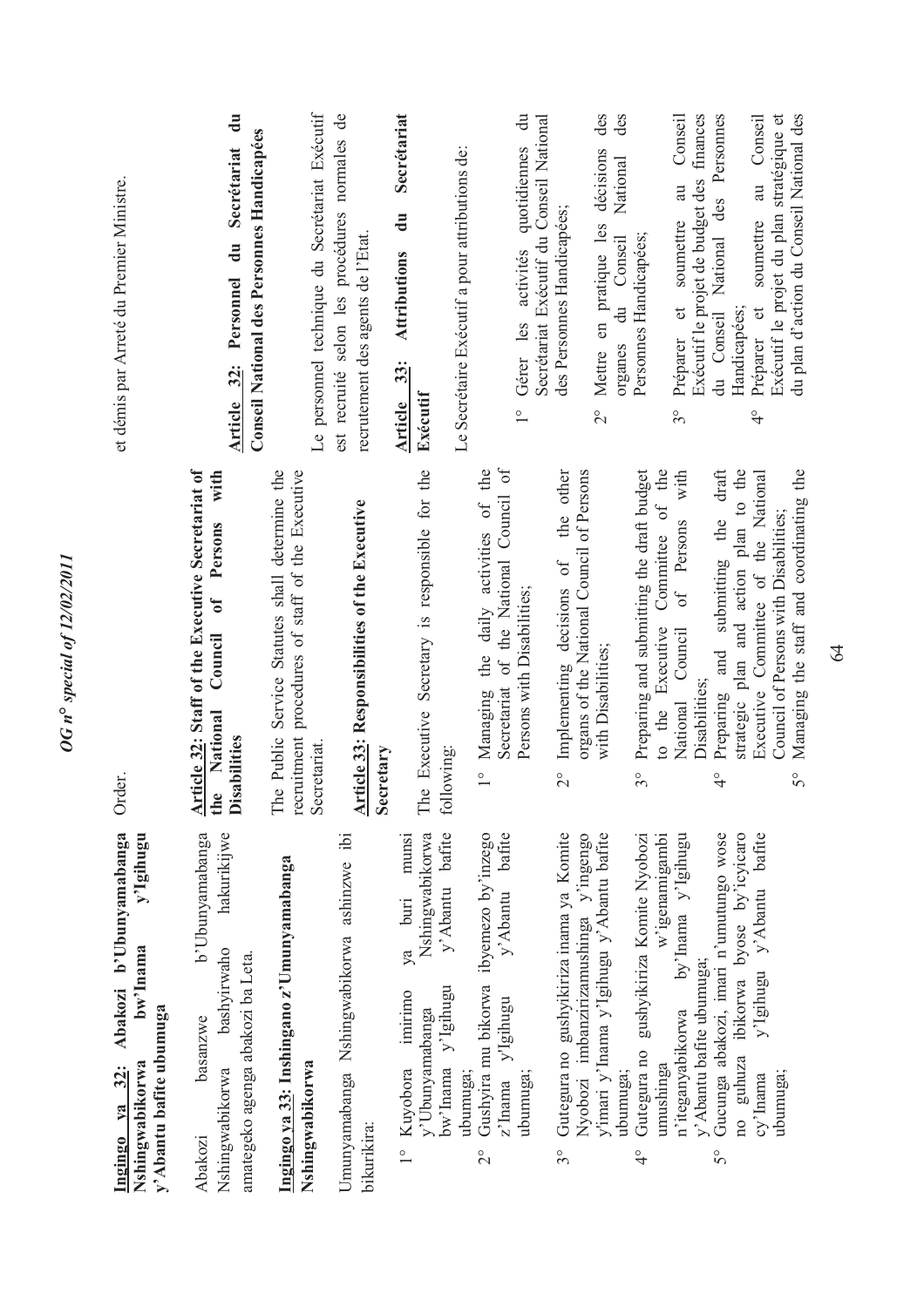## Ingingo ya 32: Abakozi b'Ubunyamabanga Nshingwabikorwa bw'Inama y'Igihugu y'Abantu bafite ubumuga

Abakozi basanzwe b'Ubunyamabanga Nshingwabikorwa bashyirwaho hakurikijwe amategeko agenga abakozi ba Leta.

## Ingingo ya 33: Inshingano z'Umunyamabanga Nshingwabikorwa

Umunyamabanga Nshingwabikorwa ashinzwe ibi bikurikira:

1° Kuyobora imirimo ya buri munsi y'Ubunyamabanga Nshingwabikorwa bw'Inama y'Igihugu y'Abantu bafite ubumuga;

2° Gushyira mu bikorwa ibyemezo by'inzego z'Inama y'Igihugu y'Abantu bafite ubumuga;

3° Gutegura no gushyikiriza inama ya Komite Nyobozi imbanzirizamushinga y'ingengo y'imari y'Inama y'Igihugu y'Abantu bafite ubumuga;

4° Gutegura no gushyikiriza Komite Nyobozi umushinga w'igenamigambi n'iteganyabikorwa by'Inama y'Igihugu y'Abantu bafite ubumuga;

5° Gucunga abakozi, imari n'umutungo wose no guhuza ibikorwa byose by'icyicaro cy'Inama y'Igihugu y'Abantu bafite ubumuga;

Order.

## Article 32: Staff of the Executive Secretariat of the National Council of Persons with Disabilities

The Public Service Statutes shall determine the recruitment procedures of staff of the Executive Secretariat.

## Article 33: Responsibilities of the Executive Secretary

The Executive Secretary is responsible for the following:

1° Managing the daily activities of the Secretariat of the National Council of Persons with Disabilities;

2° Implementing decisions of the other organs of the National Council of Persons with Disabilities;

3° Preparing and submitting the draft budget to the Executive Committee of the National Council of Persons with Disabilities;

4° Preparing and submitting the draft strategic plan and action plan to the Executive Committee of the National Council of Persons with Disabilities;

5° Managing the staff and coordinating the

et démis par Arrêté du Premier Ministre.

## Article 32: Personnel du Secrétariat du Conseil National des Personnes Handicapées

Le personnel technique du Secrétariat Exécutif est recruté selon les procédures normales de recrutement des agents de l'Etat.

## Article 33: Attributions du Secrétariat Exécutif

Le Secrétaire Exécutif a pour attributions de:

1° Gérer les activités quotidiennes du Secrétariat Exécutif du Conseil National des Personnes Handicapées;

2° Mettre en pratique les décisions des organes du Conseil National des Personnes Handicapées;

3° Préparer et soumettre au Conseil Exécutif le projet de budget des finances du Conseil National des Personnes Handicapées;

4° Préparer et soumettre au Conseil Exécutif le projet du plan stratégique et du plan d'action du Conseil National des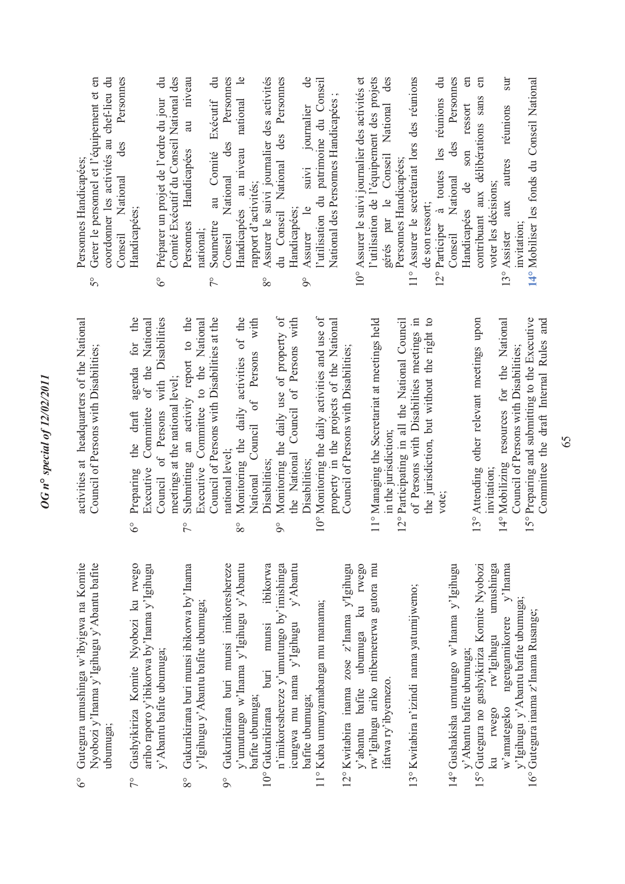6° Gutegura umushinga w'ibyigwa na Komite Nyobozi y'Inama y'Igihugu y'Abantu bafite ubumuga;

7° Gushyikiriza Komite Nyobozi ku rwego ariho raporo y'ibikorwa by'Inama y'Igihugu y'Abantu bafite ubumuga;

8° Gukurikirana buri munsi ibikorwa by'Inama y'Igihugu y'Abantu bafite ubumuga;

9° Gukurikirana buri munsi imikoreshereze y'umutungo w'Inama y'Igihugu y'Abantu bafite ubumuga;

10° Gukurikirana buri munsi ibikorwa n'imikoreshereze y'umutungo by'imishinga icungwa mu nama y'Igihugu y'Abantu bafite ubumuga;

11° Kuba umunyamabanga mu manama;

12° Kwitabira inama zose z'Inama y'Igihugu y'abantu bafite ubumuga ku rwego rw'Igihugu ariko ntibemererwa gutora mu ifatwa ry'ibyemezo.

13° Kwitabira n'izindi nama yatumijwemo;

14° Gushakisha umutungo w'Inama y'Igihugu y'Abantu bafite ubumuga;

15° Gutegura no gushyikiriza Komite Nyobozi ku rwego rw'Igihugu umushinga w'amategeko ngengamikorere y'Inama y'Igihugu y'Abantu bafite ubumuga;

16° Gutegura inama z'Inama Rusange;

activities at headquarters of the National Council of Persons with Disabilities;

6° Preparing the draft agenda for the Executive Committee of the National Council of Persons with Disabilities meetings at the national level;

7° Submitting an activity report to the Executive Committee to the National Council of Persons with Disabilities at the national level;

8° Monitoring the daily activities of the National Council of Persons with Disabilities;

9° Monitoring the daily use of property of the National Council of Persons with Disabilities;

10° Monitoring the daily activities and use of property in the projects of the National Council of Persons with Disabilities;

11° Managing the Secretariat at meetings held in the jurisdiction;

12° Participating in all the National Council of Persons with Disabilities meetings in the jurisdiction, but without the right to vote;

13° Attending other relevant meetings upon invitation;

14° Mobilizing resources for the National Council of Persons with Disabilities;

15° Preparing and submitting to the Executive Committee the draft Internal Rules and

Personnes Handicapées;

5° Gerer le personnel et l'équipement et en coordonner les activités au chef-lieu du Conseil National des Personnes Handicapées;

6° Préparer un projet de l'ordre du jour du Comité Exécutif du Conseil National des Personnes Handicapées au niveau national;

7° Soumettre au Comité Exécutif du Conseil National des Personnes Handicapées au niveau national le rapport d'activités;

8° Assurer le suivi journalier des activités du Conseil National des Personnes Handicapées;

9° Assurer le suivi journalier de l'utilisation du patrimoine du Conseil National des Personnes Handicapées ;

10° Assurer le suivi journalier des activités et l'utilisation de l'équipement des projets gérés par le Conseil National des Personnes Handicapées;

11° Assurer le secrétariat lors des réunions de son ressort;

12° Participer à toutes les réunions du Conseil National des Personnes Handicapées de son ressort en contribuant aux délibérations sans en voter les décisions;

13° Assister aux autres réunions sur invitation;

14° Mobiliser les fonds du Conseil National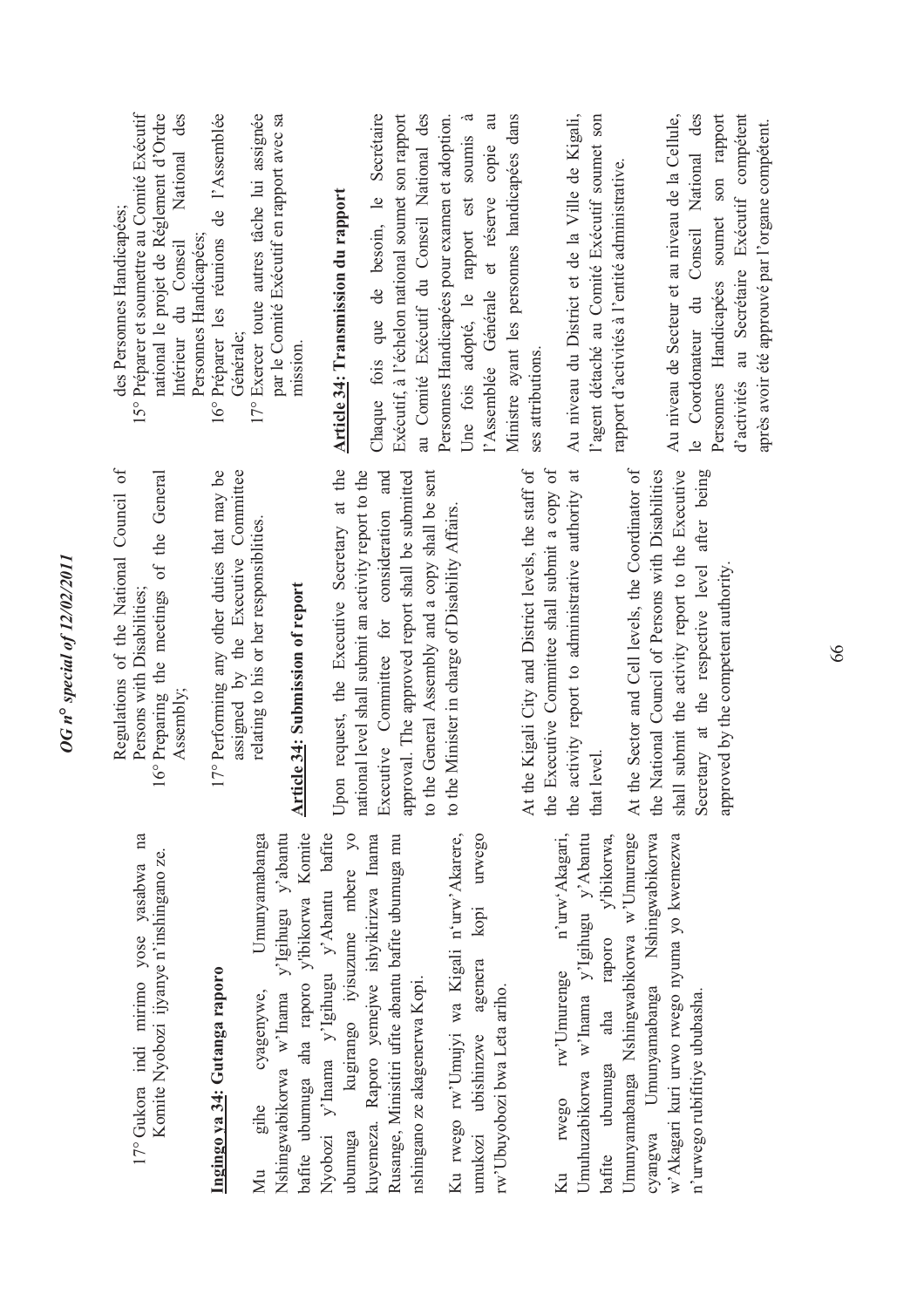17° Gukora indi mirimo yose yasabwa na Komite Nyobozi ijyanye n'inshingano ze.

**Ingingo ya 34: Gutanga raporo**

Mu gihe cyagenywe, Umunyamabanga Nshingwabikorwa w'Inama y'Igihugu y'abantu bafite ubumuga aha raporo y'ibikorwa Komite Nyobozi y'Inama y'Igihugu y'Abantu bafite ubumuga kugirango iyisuzume mbere yo kuyemeza. Raporo yemejwe ishyikirizwa Inama Rusange, Minisitiri ufite abantu bafite ubumuga mu nshingano ze akagenerwa Kopi.

Ku rwego rw'Umujyi wa Kigali n'urw'Akarere, umukozi ubishinzwe agenera kopi urwego rw'Ubuyobozi bwa Leta ariho.

Ku rwego rw'Umurenge n'urw'Akagari, Umuhuzabikorwa w'Inama y'Igihugu y'Abantu bafite ubumuga aha raporo y'ibikorwa, Umunyamabanga Nshingwabikorwa w'Umurenge cyangwa Umunyamabanga Nshingwabikorwa w'Akagari kuri urwo rwego nyuma yo kwemezwa n'urwego rubifitiye ububasha.

Regulations of the National Council of Persons with Disabilities;

16° Preparing the meetings of the General Assembly;

17° Performing any other duties that may be assigned by the Executive Committee relating to his or her responsiblities.

**Article 34: Submission of report**

Upon request, the Executive Secretary at the national level shall submit an activity report to the Executive Committee for consideration and approval. The approved report shall be submitted to the General Assembly and a copy shall be sent to the Minister in charge of Disability Affairs.

At the Kigali City and District levels, the staff of the Executive Committee shall submit a copy of the activity report to administrative authority at that level.

At the Sector and Cell levels, the Coordinator of the National Council of Persons with Disabilities shall submit the activity report to the Executive Secretary at the respective level after being approved by the competent authority.

des Personnes Handicapées;

15° Préparer et soumettre au Comité Exécutif national le projet de Règlement d'Ordre Intérieur du Conseil National des Personnes Handicapées;

16° Préparer les réunions de l'Assemblée Générale;

17° Exercer toute autre tâche lui assignée par le Comité Exécutif en rapport avec sa mission.

**Article 34: Transmission du rapport**

Chaque fois que de besoin, le Secrétaire Exécutif, à l'échelon national soumet son rapport au Comité Exécutif du Conseil National des Personnes Handicapées pour examen et adoption. Une fois adopté, le rapport est soumis à l'Assemblée Générale et réserve copie au Ministre ayant les personnes handicapées dans ses attributions.

Au niveau du District et de la Ville de Kigali, l'agent détaché au Comité Exécutif soumet son rapport d'activités à l'entité administrative.

Au niveau de Secteur et au niveau de la Cellule, le Coordonateur du Conseil National des Personnes Handicapées soumet son rapport d'activités au Secrétaire Exécutif compétent après avoir été approuvé par l'organe compétent.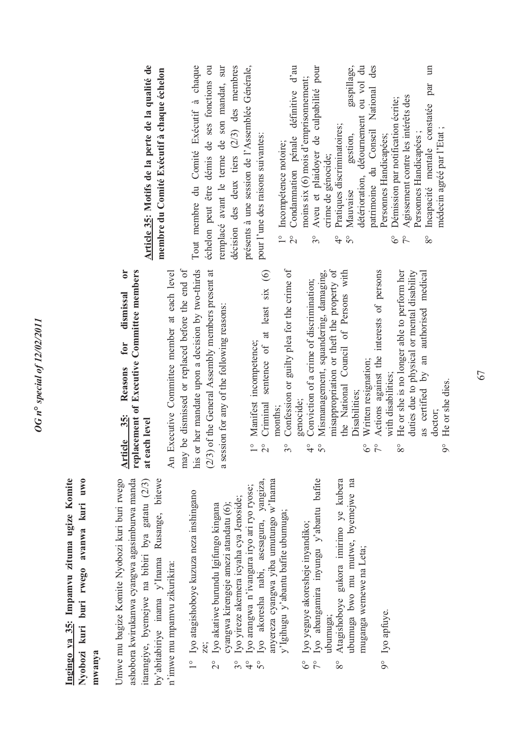**Ingingo ya 35: Impamvu zituma ugize Komite Nyobozi kuri buri rwego avanwa kuri uwo mwanya**

Umwe mu bagize Komite Nyobozi kuri buri rwego ashobora kwirukanwa cyangwa agasimburwa manda itarangiye, byemejwe na bibiri bya gatatu (2/3) by'abitabiriye inama y'Inama Rusange, bitewe n'imwe mu mpamvu zikurikira:

1° Iyo atagishoboye kuzuza neza inshingano ze;
2° Iyo akatiwe burundu Igifungo kingana cyangwa kirengeje amezi atandatu (6);
3° Iyo yireze akemera icyaha cya Jenoside;
4° Iyo arangwa n'ivangura iryo ari ryo ryose;
5° Iyo akoresha nabi, asesagura, yangiza, anyereza cyangwa yiba umutungo w'Inama y'Igihugu y'abantu bafite ubumuga;
6° Iyo yeguye akoresheje inyandiko;
7° Iyo abangamira inyungu y'abantu bafite ubumuga;
8° Atagishoboye gukora imirimo ye kubera ubumuga bwo mu mutwe, byemejwe na muganga wemewe na Leta;
9° Iyo apfuye.

**Article 35: Reasons for dismissal or replacement of Executive Committee members at each level**

An Executive Committee member at each level may be dismissed or replaced before the end of his or her mandate upon a decision by two-thirds (2/3) of the General Assembly members present at a session for any of the following reasons:

1° Manifest incompetence;
2° Criminal sentence of at least six (6) months;
3° Confession or guilty plea for the crime of genocide;
4° Conviction of a crime of discrimination;
5° Mismanagement, squandering, damaging, misappropriation or theft the property of the National Council of Persons with Disabilities;
6° Written resignation;
7° Actions against the interests of persons with disabilities;
8° He or she is no longer able to perform her duties due to physical or mental disability as certified by an authorised medical doctor;
9° He or she dies.

**Article 35: Motifs de la perte de la qualité de membre du Comité Exécutif à chaque échelon**

Tout membre du Comité Exécutif à chaque échelon peut être démis de ses fonctions ou remplacé avant le terme de son mandat, sur décision des deux tiers (2/3) des membres présents à une session de l'Assemblée Générale, pour l'une des raisons suivantes:

1° Incompétence notoire;
2° Condamnation pénale définitive d'au moins six (6) mois d'emprisonnement;
3° Aveu et plaidoyer de culpabilité pour crime de génocide;
4° Pratiques discriminatoires;
5° Mauvaise gestion, gaspillage, détérioration, détournement ou vol du patrimoine du Conseil National des Personnes Handicapées;
6° Démission par notification écrite;
7° Agissement contre les intérêts des Personnes Handicapées ;
8° Incapacité mentale constatée par un médecin agréé par l'Etat ;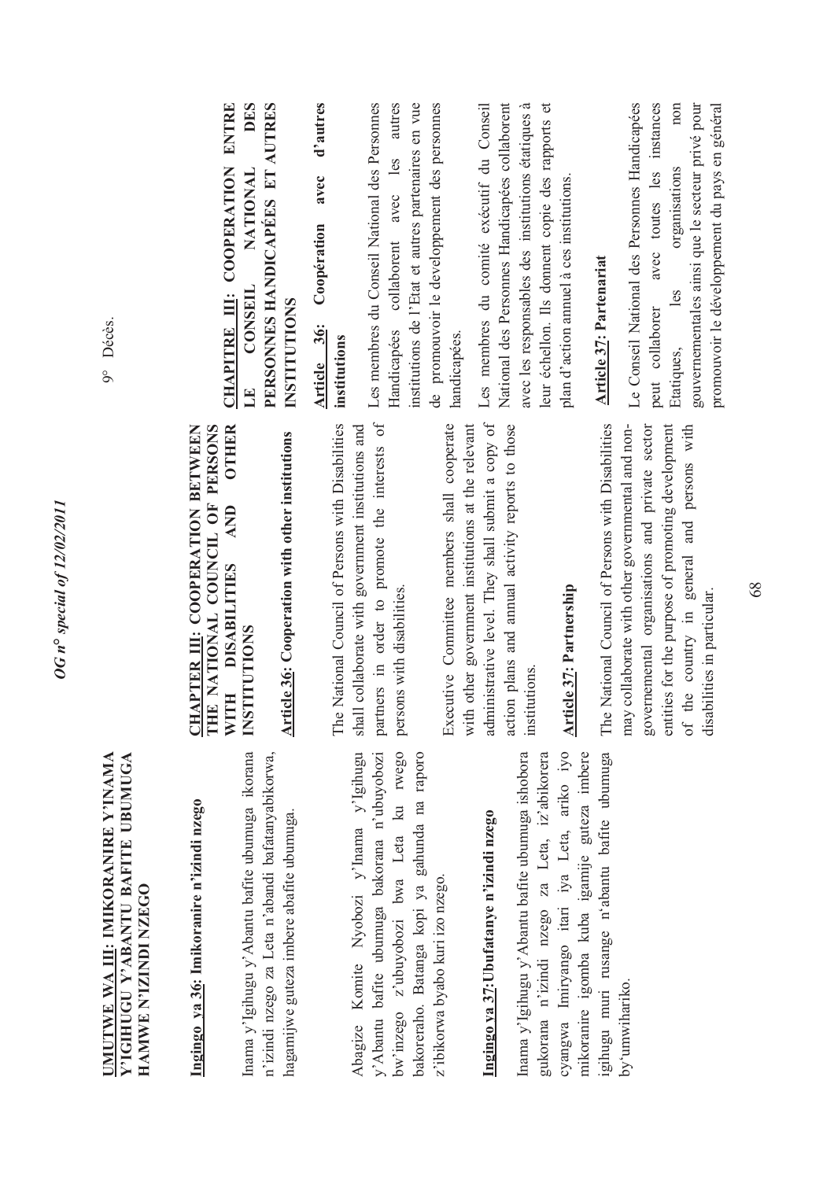**UMUTWE WA III: IMIKORANIRE Y'INAMA Y'IGIHUGU Y'ABANTU BAFITE UBUMUGA HAMWE N'IZINDI NZEGO**

**Ingingo ya 36: Imikoranire n'izindi nzego**

Inama y'Igihugu y'Abantu bafite ubumuga ikorana n'izindi nzego za Leta n'abandi bafatanyabikorwa, hagamijwe guteza imbere abafite ubumuga.

Abagize Komite Nyobozi y'Inama y'Igihugu y'Abantu bafite ubumuga bakorana n'ubuyobozi bw'inzego z'ubuyobozi bwa Leta ku rwego bakoreraho. Batanga kopi ya gahunda na raporo z'ibikorwa byabo kuri izo nzego.

**Ingingo ya 37: Ubufatanye n'izindi nzego**

Inama y'Igihugu y'Abantu bafite ubumuga ishobora gukorana n'izindi nzego za Leta, iz'abikorera cyangwa Imiryango itari iya Leta, ariko iyo mikoranire igomba kuba igamije guteza imbere igihugu muri rusange n'abantu bafite ubumuga by'umwihariko.

**CHAPTER III: COOPERATION BETWEEN THE NATIONAL COUNCIL OF PERSONS WITH DISABILITIES AND OTHER INSTITUTIONS**

**Article 36: Cooperation with other institutions**

The National Council of Persons with Disabilities shall collaborate with government institutions and partners in order to promote the interests of persons with disabilities.

Executive Committee members shall cooperate with other government institutions at the relevant administrative level. They shall submit a copy of action plans and annual activity reports to those institutions.

**Article 37: Partnership**

The National Council of Persons with Disabilities may collaborate with other governmental and non-governmental organisations and private sector entities for the purpose of promoting development of the country in general and persons with disabilities in particular.

9° Décès.

**CHAPITRE III: COOPERATION ENTRE LE CONSEIL NATIONAL DES PERSONNES HANDICAPÉES ET AUTRES INSTITUTIONS**

**Article 36: Coopération avec d'autres institutions**

Les membres du Conseil National des Personnes Handicapées collaborent avec les autres institutions de l'Etat et autres partenaires en vue de promouvoir le developpement des personnes handicapées.

Les membres du comité exécutif du Conseil National des Personnes Handicapées collaborent avec les responsables des institutions étatiques à leur échellon. Ils donnent copie des rapports et plan d'action annuel à ces institutions.

**Article 37: Partenariat**

Le Conseil National des Personnes Handicapées peut collaborer avec toutes les instances Etatiques, les organisations non gouvernementales ainsi que le secteur privé pour promouvoir le développement du pays en général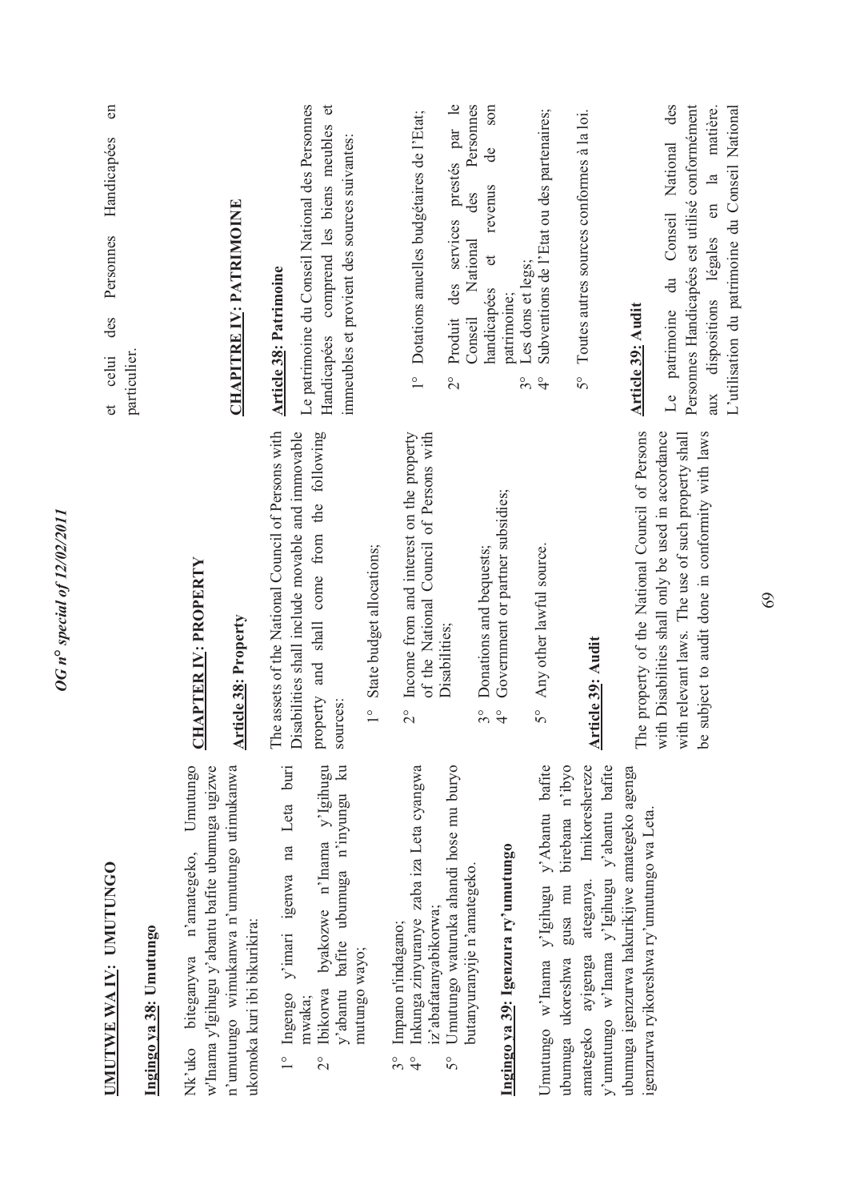## UMUTWE WA IV: UMUTUNGO

### Ingingo ya 38: Umutungo

Nk'uko biteganywa n'amategeko, Umutungo w'Inama y'Igihugu y'abantu bafite ubumuga ugizwe n'umutungo wimukanwa n'umutungo utimukanwa ukomoka kuri ibi bikurikira:

1° Ingengo y'imari igenwa na Leta buri mwaka;
2° Ibikorwa byakozwe n'Inama y'Igihugu y'abantu bafite ubumuga n'inyungu ku mutungo wayo;
3° Impano n'indagano;
4° Inkunga zinyuranye zaba iza Leta cyangwa iz'abafatanyabikorwa;
5° Umutungo waturuka ahandi hose mu buryo butanyuranyije n'amategeko.

### Ingingo ya 39: Igenzura ry'umutungo

Umutungo w'Inama y'Igihugu y'Abantu bafite ubumuga ukoreshwa gusa mu birebana n'ibyo amategeko ayigenga ateganya. Imikoreshereze y'umutungo w'Inama y'Igihugu y'abantu bafite ubumuga igenzurwa hakurikijwe amategeko agenga igenzurwa ryikoreshwa ry'umutungo wa Leta.

## CHAPTER IV: PROPERTY

### Article 38: Property

The assets of the National Council of Persons with Disabilities shall include movable and immovable property and shall come from the following sources:

1° State budget allocations;
2° Income from and interest on the property of the National Council of Persons with Disabilities;
3° Donations and bequests;
4° Government or partner subsidies;
5° Any other lawful source.

### Article 39: Audit

The property of the National Council of Persons with Disabilities shall only be used in accordance with relevant laws. The use of such property shall be subject to audit done in conformity with laws

et celui des Personnes Handicapées en particulier.

## CHAPITRE IV: PATRIMOINE

### Article 38: Patrimoine

Le patrimoine du Conseil National des Personnes Handicapées comprend les biens meubles et immeubles et provient des sources suivantes:

1° Dotations anuelles budgétaires de l'Etat;
2° Produit des services prestés par le Conseil National des Personnes handicapées et revenus de son patrimoine;
3° Les dons et legs;
4° Subventions de l'Etat ou des partenaires;
5° Toutes autres sources conformes à la loi.

### Article 39: Audit

Le patrimoine du Conseil National des Personnes Handicapées est utilisé conformément aux dispositions légales en la matière. L'utilisation du patrimoine du Conseil National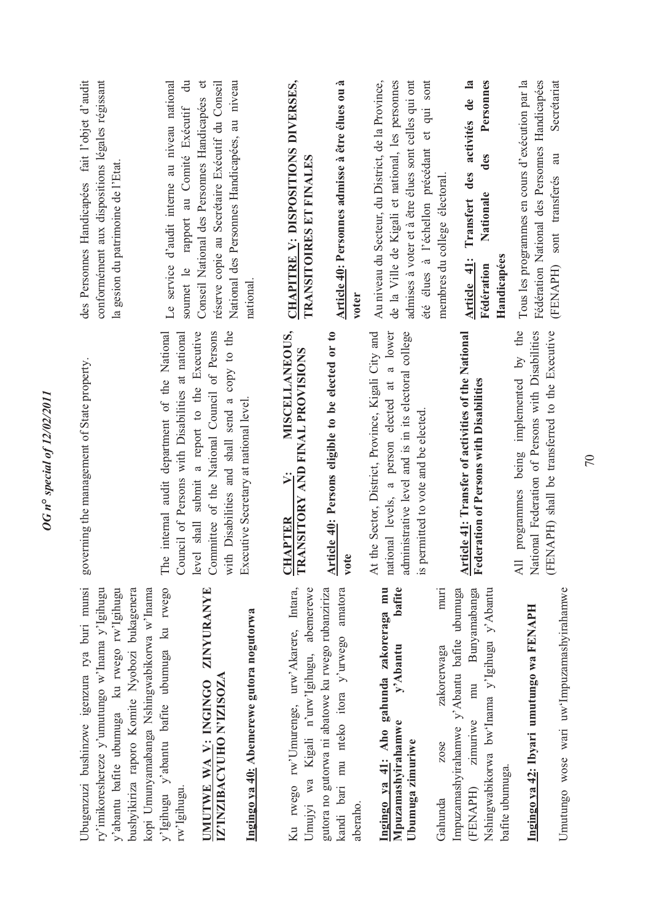Ubugenzuzi bushinzwe igenzura rya buri munsi ry'imikoreshereze y'umutungo w'Inama y'Igihugu y'abantu bafite ubumuga ku rwego rw'Igihugu bushyikiriza raporo Komite Nyobozi bukagenera kopi Umunyamabanga Nshingwabikorwa w'Inama y'Igihugu y'abantu bafite ubumuga ku rwego rw'Igihugu.

governing the management of State property.

des Personnes Handicapées fait l'objet d'audit conformément aux dispositions légales régissant la gesion du patrimoine de l'Etat.

The internal audit department of the National Council of Persons with Disabilities at national level shall submit a report to the Executive Committee of the National Council of Persons with Disabilities and shall send a copy to the Executive Secretary at national level.

Le service d'audit interne au niveau national soumet le rapport au Comité Exécutif du Conseil National des Personnes Handicapées et réserve copie au Secrétaire Exécutif du Conseil National des Personnes Handicapées, au niveau national.

## UMUTWE WA V: INGINGO ZINYURANYE IZ'INZIBACYUHO N'IZISOZA

## CHAPTER V: MISCELLANEOUS, TRANSITORY AND FINAL PROVISIONS

## CHAPITRE V: DISPOSITIONS DIVERSES, TRANSITOIRES ET FINALES

### Ingingo ya 40: Abemerewe gutora nogutorwa

Ku rwego rw'Umurenge, urw'Akarere, Intara, Umujyi wa Kigali n'urw'Igihugu, abemerewe gutora no gutorwa ni abatowe ku rwego rubanziriza kandi bari mu nteko itora y'urwego amatora aberaho.

### Article 40: Persons eligible to be elected or to vote

At the Sector, District, Province, Kigali City and national levels, a person elected at a lower administrative level and is in its electoral college is permitted to vote and be elected.

### Article 40: Personnes admisse à être élues ou à voter

Au niveau du Secteur, du District, de la Province, de la Ville de Kigali et national, les personnes admises à voter et à être élues sont celles qui ont été élues à l'échellon précédant et qui sont membres du college électoral.

### Ingingo ya 41: Aho gahunda zakoreraga mu Mpuzamashyirahamwe y'Abantu bafite Ubumuga zimuriwe

Gahunda zose zakorerwaga muri Impuzamashyirahamwe y'Abantu bafite ubumuga (FENAPH) zimuriwe mu Bunyamabanga Nshingwabikorwa bw'Inama y'Igihugu y'Abantu bafite ubumuga.

### Article 41: Transfer of activities of the National Federation of Persons with Disabilities

All programmes being implemented by the National Federation of Persons with Disabilities (FENAPH) shall be transferred to the Executive

### Article 41: Transfert des activités de la Fédération Nationale des Personnes Handicapées

Tous les programmes en cours d'exécution par la Fédération National des Personnes Handicapées (FENAPH) sont transferés au Secrétariat

### Ingingo ya 42: Ibyari umutungo wa FENAPH

Umutungo wose wari uw'Impuzamashyirahamwe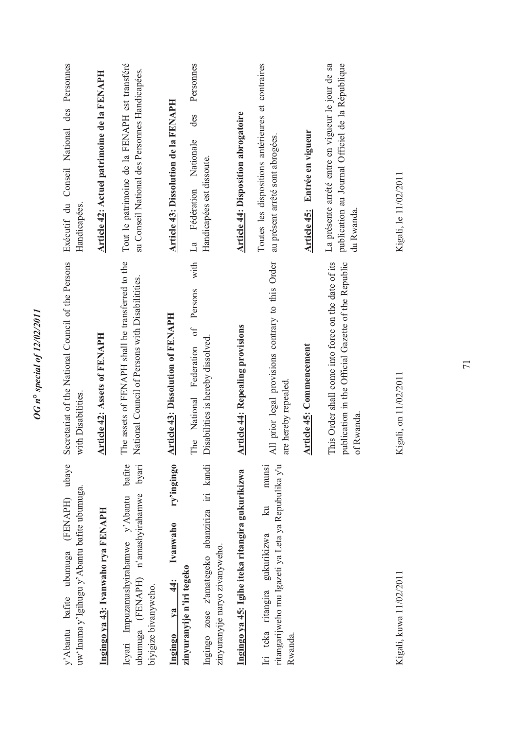y'Abantu bafite ubumuga (FENAPH) ubaye uw'Inama y'Igihugu y'Abantu bafite ubumuga.

**Ingingo ya 43: Ivanwaho rya FENAPH**

Icyari Impuzamashyirahamwe y'Abantu bafite ubumuga (FENAPH) n'amashyirahamwe byari biyigize bivanyweho.

**Ingingo ya 44: Ivanwaho ry'ingingo zinyuranyije n'iri tegeko**

Ingingo zose z'amategeko abanziriza iri kandi zinyuranyije naryo zivanyweho.

**Ingingo ya 45: Igihe iteka ritangira gukurikizwa**

Iri teka ritangira gukurikizwa ku munsi ritangarijweho mu Igazeti ya Leta ya Repubulika y'u Rwanda.

Kigali, kuwa 11/02/2011

Secretariat of the National Council of the Persons with Disabilities.

**Article 42: Assets of FENAPH**

The assets of FENAPH shall be transferred to the National Council of Persons with Disabilitities.

**Article 43: Dissolution of FENAPH**

The National Federation of Persons with Disabilities is hereby dissolved.

**Article 44: Repealing provisions**

All prior legal provisions contrary to this Order are hereby repealed.

**Article 45: Commencement**

This Order shall come into force on the date of its publication in the Official Gazette of the Republic of Rwanda.

Kigali, on 11/02/2011

Exécutif du Conseil National des Personnes Handicapées.

**Article 42: Actuel patrimoine de la FENAPH**

Tout le patrimoine de la FENAPH est transféré su Conseil National des Personnes Handicapées.

**Article 43: Dissolution de la FENAPH**

La Fédération Nationale des Personnes Handicapées est dissoute.

**Article 44: Disposition abrogatoire**

Toutes les dispositions antérieures et contraires au présent arrêté sont abrogées.

**Article 45: Entrée en vigueur**

La présente arrêté entre en vigueur le jour de sa publication au Journal Officiel de la République du Rwanda.

Kigali, le 11/02/2011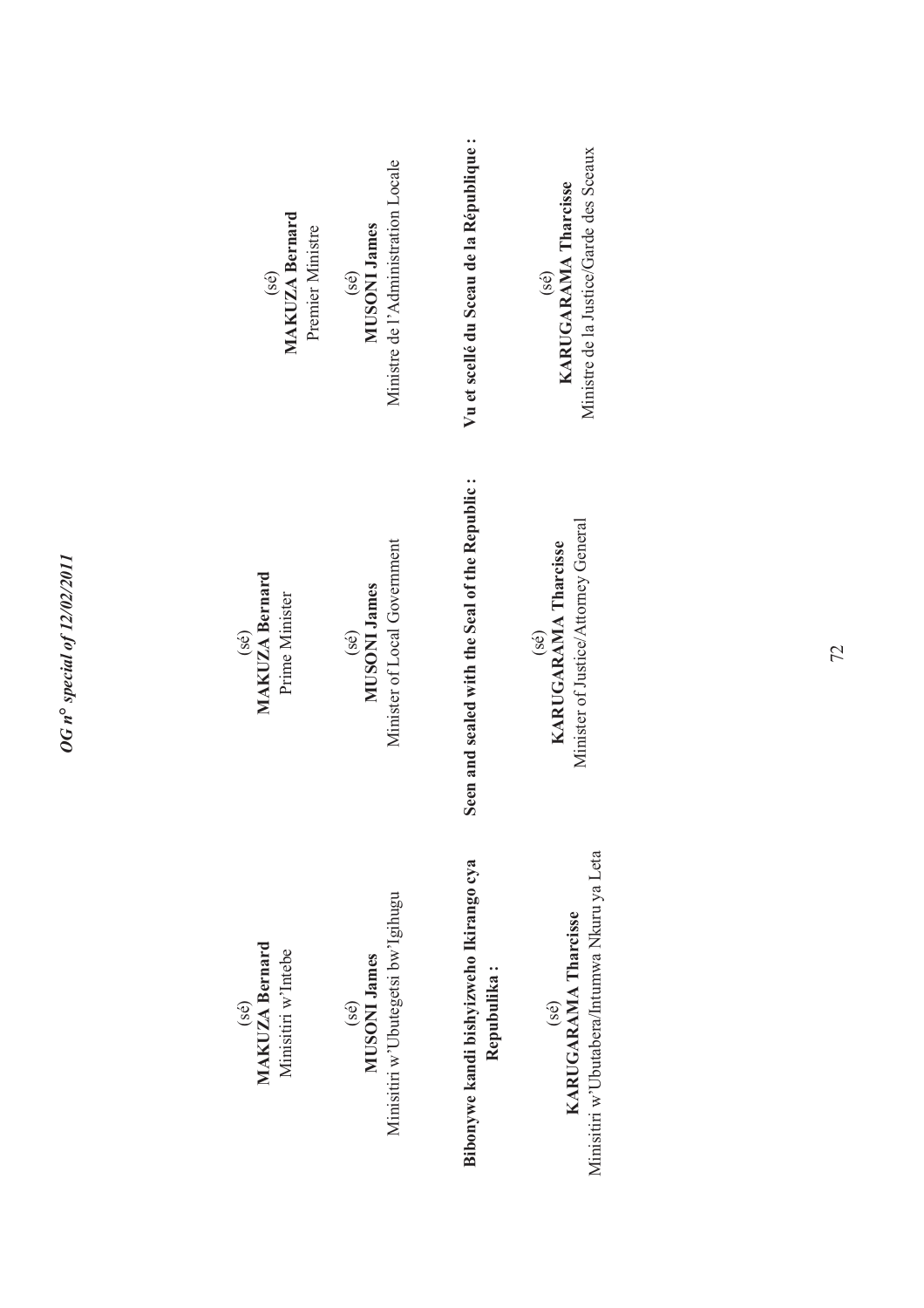(sé)
**MAKUZA Bernard**
Minisitiri w'Intebe

(sé)
**MUSONI James**
Minisitiri w'Ubutegetsi bw'Igihugu

**Bibonywe kandi bishyizweho Ikirango cya Repubulika :**

(sé)
**KARUGARAMA Tharcisse**
Minisitiri w'Ubutabera/Intumwa Nkuru ya Leta

(sé)
**MAKUZA Bernard**
Prime Minister

(sé)
**MUSONI James**
Minister of Local Government

**Seen and sealed with the Seal of the Republic :**

(sé)
**KARUGARAMA Tharcisse**
Minister of Justice/Attorney General

(sé)
**MAKUZA Bernard**
Premier Ministre

(sé)
**MUSONI James**
Ministre de l'Administration Locale

**Vu et scellé du Sceau de la République :**

(sé)
**KARUGARAMA Tharcisse**
Ministre de la Justice/Garde des Sceaux